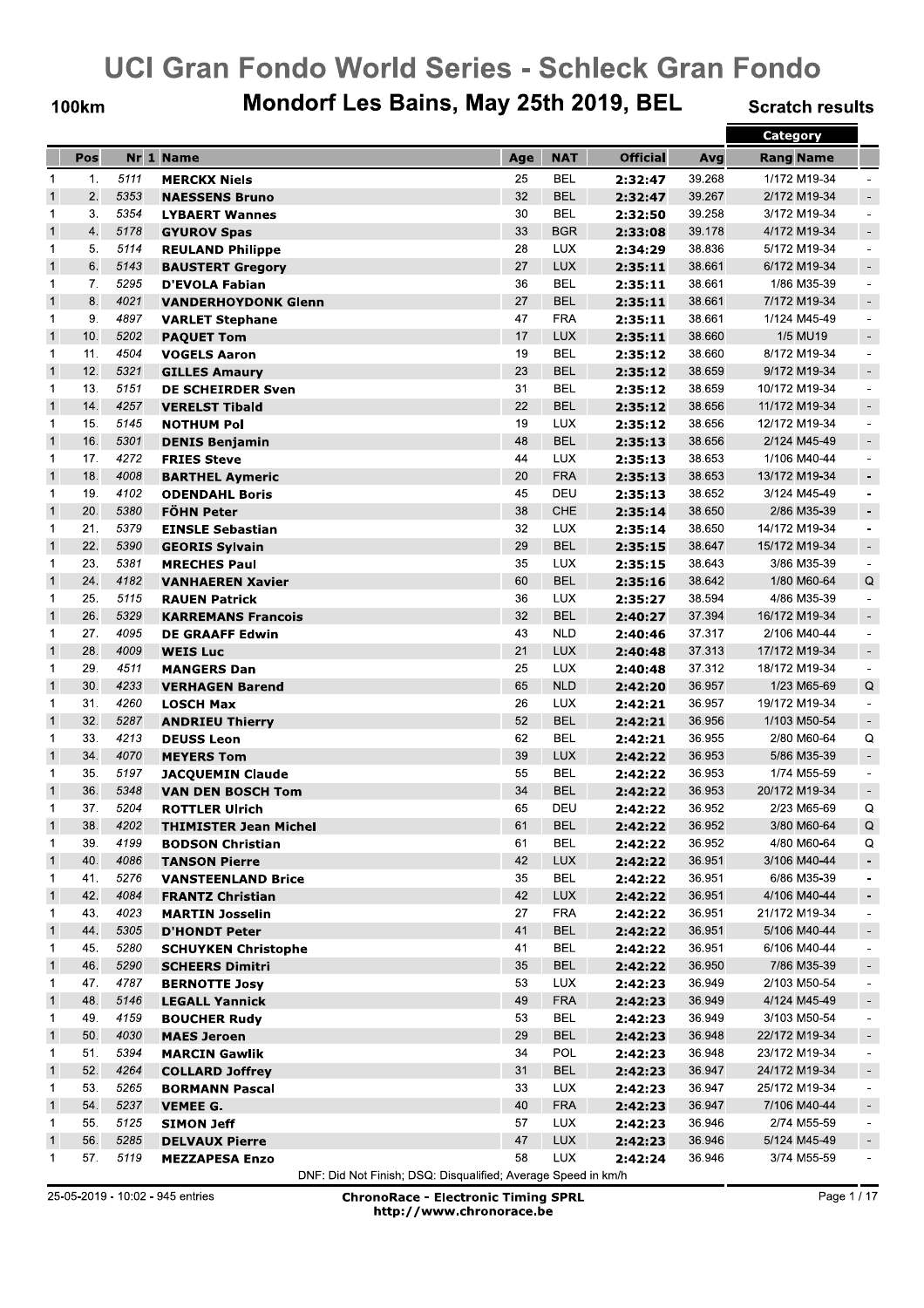# UCI Gran Fondo World Series - Schleck Gran Fondo

## 100km — Mondorf Les Bains, May 25th 2019, BEL — Scratch results

| | Pos | Nr | 1 | Name | Age | NAT | Official | Avg | Category Rang | Category Name | |
|---|---|---|---|---|---|---|---|---|---|---|---|
| 1 | 1. | 5111 | | MERCKX Niels | 25 | BEL | 2:32:47 | 39.268 | 1/172 | M19-34 | - |
| 1 | 2. | 5353 | | NAESSENS Bruno | 32 | BEL | 2:32:47 | 39.267 | 2/172 | M19-34 | - |
| 1 | 3. | 5354 | | LYBAERT Wannes | 30 | BEL | 2:32:50 | 39.258 | 3/172 | M19-34 | - |
| 1 | 4. | 5178 | | GYUROV Spas | 33 | BGR | 2:33:08 | 39.178 | 4/172 | M19-34 | - |
| 1 | 5. | 5114 | | REULAND Philippe | 28 | LUX | 2:34:29 | 38.836 | 5/172 | M19-34 | - |
| 1 | 6. | 5143 | | BAUSTERT Gregory | 27 | LUX | 2:35:11 | 38.661 | 6/172 | M19-34 | - |
| 1 | 7. | 5295 | | D'EVOLA Fabian | 36 | BEL | 2:35:11 | 38.661 | 1/86 | M35-39 | - |
| 1 | 8. | 4021 | | VANDERHOYDONK Glenn | 27 | BEL | 2:35:11 | 38.661 | 7/172 | M19-34 | - |
| 1 | 9. | 4897 | | VARLET Stephane | 47 | FRA | 2:35:11 | 38.661 | 1/124 | M45-49 | - |
| 1 | 10. | 5202 | | PAQUET Tom | 17 | LUX | 2:35:11 | 38.660 | 1/5 | MU19 | - |
| 1 | 11. | 4504 | | VOGELS Aaron | 19 | BEL | 2:35:12 | 38.660 | 8/172 | M19-34 | - |
| 1 | 12. | 5321 | | GILLES Amaury | 23 | BEL | 2:35:12 | 38.659 | 9/172 | M19-34 | - |
| 1 | 13. | 5151 | | DE SCHEIRDER Sven | 31 | BEL | 2:35:12 | 38.659 | 10/172 | M19-34 | - |
| 1 | 14. | 4257 | | VERELST Tibald | 22 | BEL | 2:35:12 | 38.656 | 11/172 | M19-34 | - |
| 1 | 15. | 5145 | | NOTHUM Pol | 19 | LUX | 2:35:12 | 38.656 | 12/172 | M19-34 | - |
| 1 | 16. | 5301 | | DENIS Benjamin | 48 | BEL | 2:35:13 | 38.656 | 2/124 | M45-49 | - |
| 1 | 17. | 4272 | | FRIES Steve | 44 | LUX | 2:35:13 | 38.653 | 1/106 | M40-44 | - |
| 1 | 18. | 4008 | | BARTHEL Aymeric | 20 | FRA | 2:35:13 | 38.653 | 13/172 | M19-34 | - |
| 1 | 19. | 4102 | | ODENDAHL Boris | 45 | DEU | 2:35:13 | 38.652 | 3/124 | M45-49 | - |
| 1 | 20. | 5380 | | FÖHN Peter | 38 | CHE | 2:35:14 | 38.650 | 2/86 | M35-39 | - |
| 1 | 21. | 5379 | | EINSLE Sebastian | 32 | LUX | 2:35:14 | 38.650 | 14/172 | M19-34 | - |
| 1 | 22. | 5390 | | GEORIS Sylvain | 29 | BEL | 2:35:15 | 38.647 | 15/172 | M19-34 | - |
| 1 | 23. | 5381 | | MRECHES Paul | 35 | LUX | 2:35:15 | 38.643 | 3/86 | M35-39 | - |
| 1 | 24. | 4182 | | VANHAEREN Xavier | 60 | BEL | 2:35:16 | 38.642 | 1/80 | M60-64 | Q |
| 1 | 25. | 5115 | | RAUEN Patrick | 36 | LUX | 2:35:27 | 38.594 | 4/86 | M35-39 | - |
| 1 | 26. | 5329 | | KARREMANS Francois | 32 | BEL | 2:40:27 | 37.394 | 16/172 | M19-34 | - |
| 1 | 27. | 4095 | | DE GRAAFF Edwin | 43 | NLD | 2:40:46 | 37.317 | 2/106 | M40-44 | - |
| 1 | 28. | 4009 | | WEIS Luc | 21 | LUX | 2:40:48 | 37.313 | 17/172 | M19-34 | - |
| 1 | 29. | 4511 | | MANGERS Dan | 25 | LUX | 2:40:48 | 37.312 | 18/172 | M19-34 | - |
| 1 | 30. | 4233 | | VERHAGEN Barend | 65 | NLD | 2:42:20 | 36.957 | 1/23 | M65-69 | Q |
| 1 | 31. | 4260 | | LOSCH Max | 26 | LUX | 2:42:21 | 36.957 | 19/172 | M19-34 | - |
| 1 | 32. | 5287 | | ANDRIEU Thierry | 52 | BEL | 2:42:21 | 36.956 | 1/103 | M50-54 | - |
| 1 | 33. | 4213 | | DEUSS Leon | 62 | BEL | 2:42:21 | 36.955 | 2/80 | M60-64 | Q |
| 1 | 34. | 4070 | | MEYERS Tom | 39 | LUX | 2:42:22 | 36.953 | 5/86 | M35-39 | - |
| 1 | 35. | 5197 | | JACQUEMIN Claude | 55 | BEL | 2:42:22 | 36.953 | 1/74 | M55-59 | - |
| 1 | 36. | 5348 | | VAN DEN BOSCH Tom | 34 | BEL | 2:42:22 | 36.953 | 20/172 | M19-34 | - |
| 1 | 37. | 5204 | | ROTTLER Ulrich | 65 | DEU | 2:42:22 | 36.952 | 2/23 | M65-69 | Q |
| 1 | 38. | 4202 | | THIMISTER Jean Michel | 61 | BEL | 2:42:22 | 36.952 | 3/80 | M60-64 | Q |
| 1 | 39. | 4199 | | BODSON Christian | 61 | BEL | 2:42:22 | 36.952 | 4/80 | M60-64 | Q |
| 1 | 40. | 4086 | | TANSON Pierre | 42 | LUX | 2:42:22 | 36.951 | 3/106 | M40-44 | - |
| 1 | 41. | 5276 | | VANSTEENLAND Brice | 35 | BEL | 2:42:22 | 36.951 | 6/86 | M35-39 | - |
| 1 | 42. | 4084 | | FRANTZ Christian | 42 | LUX | 2:42:22 | 36.951 | 4/106 | M40-44 | - |
| 1 | 43. | 4023 | | MARTIN Josselin | 27 | FRA | 2:42:22 | 36.951 | 21/172 | M19-34 | - |
| 1 | 44. | 5305 | | D'HONDT Peter | 41 | BEL | 2:42:22 | 36.951 | 5/106 | M40-44 | - |
| 1 | 45. | 5280 | | SCHUYKEN Christophe | 41 | BEL | 2:42:22 | 36.951 | 6/106 | M40-44 | - |
| 1 | 46. | 5290 | | SCHEERS Dimitri | 35 | BEL | 2:42:22 | 36.950 | 7/86 | M35-39 | - |
| 1 | 47. | 4787 | | BERNOTTE Josy | 53 | LUX | 2:42:23 | 36.949 | 2/103 | M50-54 | - |
| 1 | 48. | 5146 | | LEGALL Yannick | 49 | FRA | 2:42:23 | 36.949 | 4/124 | M45-49 | - |
| 1 | 49. | 4159 | | BOUCHER Rudy | 53 | BEL | 2:42:23 | 36.949 | 3/103 | M50-54 | - |
| 1 | 50. | 4030 | | MAES Jeroen | 29 | BEL | 2:42:23 | 36.948 | 22/172 | M19-34 | - |
| 1 | 51. | 5394 | | MARCIN Gawlik | 34 | POL | 2:42:23 | 36.948 | 23/172 | M19-34 | - |
| 1 | 52. | 4264 | | COLLARD Joffrey | 31 | BEL | 2:42:23 | 36.947 | 24/172 | M19-34 | - |
| 1 | 53. | 5265 | | BORMANN Pascal | 33 | LUX | 2:42:23 | 36.947 | 25/172 | M19-34 | - |
| 1 | 54. | 5237 | | VEMEE G. | 40 | FRA | 2:42:23 | 36.947 | 7/106 | M40-44 | - |
| 1 | 55. | 5125 | | SIMON Jeff | 57 | LUX | 2:42:23 | 36.946 | 2/74 | M55-59 | - |
| 1 | 56. | 5285 | | DELVAUX Pierre | 47 | LUX | 2:42:23 | 36.946 | 5/124 | M45-49 | - |
| 1 | 57. | 5119 | | MEZZAPESA Enzo | 58 | LUX | 2:42:24 | 36.946 | 3/74 | M55-59 | - |

DNF: Did Not Finish; DSQ: Disqualified; Average Speed in km/h

25-05-2019 - 10:02 - 945 entries

**ChronoRace - Electronic Timing SPRL**
http://www.chronorace.be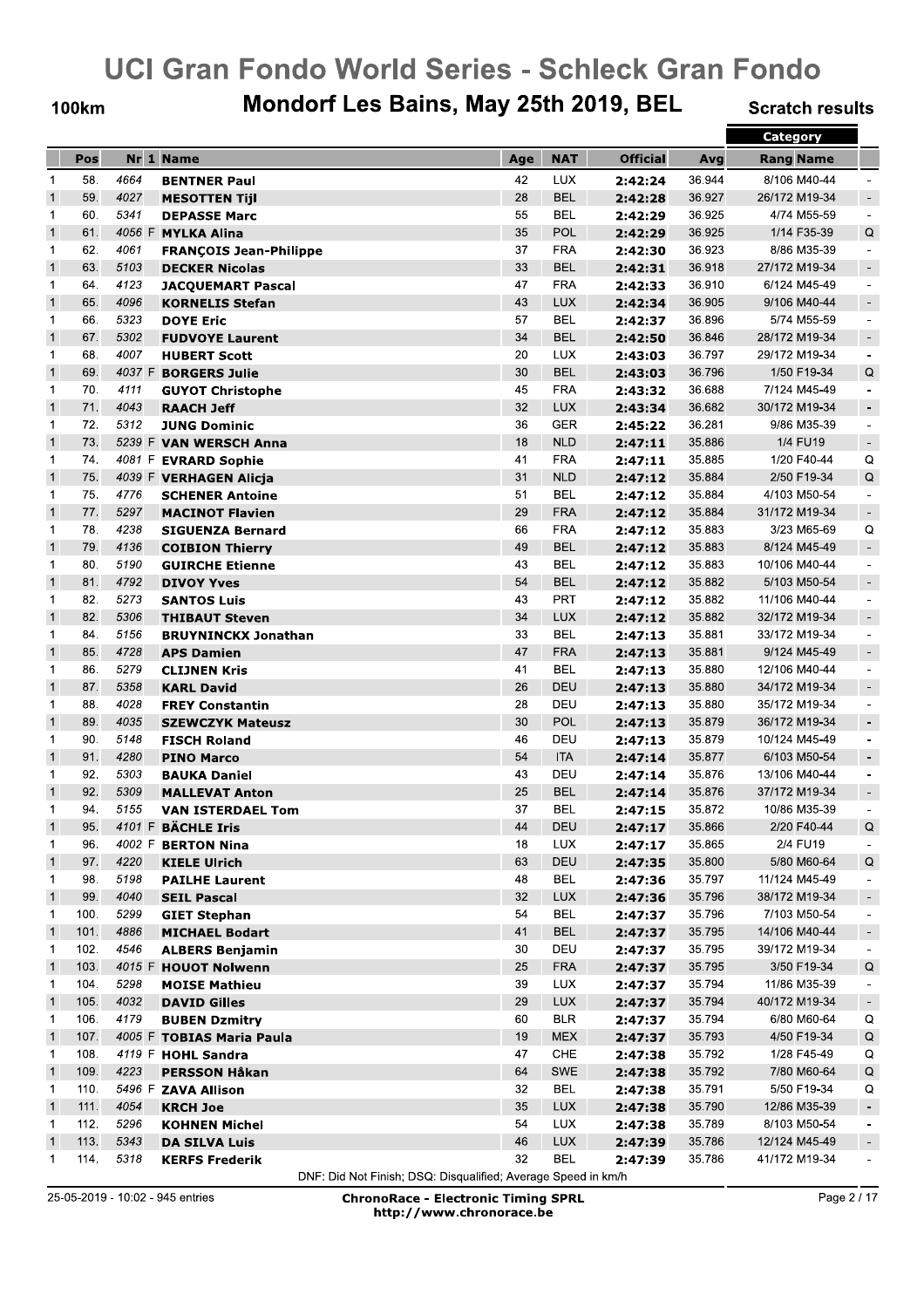# UCI Gran Fondo World Series - Schleck Gran Fondo

**100km** — **Mondorf Les Bains, May 25th 2019, BEL** — **Scratch results**

| | Pos | Nr | 1 | Name | Age | NAT | Official | Avg | Category Rang | Category Name | |
|---|---|---|---|---|---|---|---|---|---|---|---|
| 1 | 58. | 4664 | | **BENTNER Paul** | 42 | LUX | **2:42:24** | 36.944 | 8/106 | M40-44 | - |
| 1 | 59. | 4027 | | **MESOTTEN Tijl** | 28 | BEL | **2:42:28** | 36.927 | 26/172 | M19-34 | - |
| 1 | 60. | 5341 | | **DEPASSE Marc** | 55 | BEL | **2:42:29** | 36.925 | 4/74 | M55-59 | - |
| 1 | 61. | 4056 | F | **MYLKA Alina** | 35 | POL | **2:42:29** | 36.925 | 1/14 | F35-39 | Q |
| 1 | 62. | 4061 | | **FRANÇOIS Jean-Philippe** | 37 | FRA | **2:42:30** | 36.923 | 8/86 | M35-39 | - |
| 1 | 63. | 5103 | | **DECKER Nicolas** | 33 | BEL | **2:42:31** | 36.918 | 27/172 | M19-34 | - |
| 1 | 64. | 4123 | | **JACQUEMART Pascal** | 47 | FRA | **2:42:33** | 36.910 | 6/124 | M45-49 | - |
| 1 | 65. | 4096 | | **KORNELIS Stefan** | 43 | LUX | **2:42:34** | 36.905 | 9/106 | M40-44 | - |
| 1 | 66. | 5323 | | **DOYE Eric** | 57 | BEL | **2:42:37** | 36.896 | 5/74 | M55-59 | - |
| 1 | 67. | 5302 | | **FUDVOYE Laurent** | 34 | BEL | **2:42:50** | 36.846 | 28/172 | M19-34 | - |
| 1 | 68. | 4007 | | **HUBERT Scott** | 20 | LUX | **2:43:03** | 36.797 | 29/172 | M19-34 | - |
| 1 | 69. | 4037 | F | **BORGERS Julie** | 30 | BEL | **2:43:03** | 36.796 | 1/50 | F19-34 | Q |
| 1 | 70. | 4111 | | **GUYOT Christophe** | 45 | FRA | **2:43:32** | 36.688 | 7/124 | M45-49 | - |
| 1 | 71. | 4043 | | **RAACH Jeff** | 32 | LUX | **2:43:34** | 36.682 | 30/172 | M19-34 | - |
| 1 | 72. | 5312 | | **JUNG Dominic** | 36 | GER | **2:45:22** | 36.281 | 9/86 | M35-39 | - |
| 1 | 73. | 5239 | F | **VAN WERSCH Anna** | 18 | NLD | **2:47:11** | 35.886 | 1/4 | FU19 | - |
| 1 | 74. | 4081 | F | **EVRARD Sophie** | 41 | FRA | **2:47:11** | 35.885 | 1/20 | F40-44 | Q |
| 1 | 75. | 4039 | F | **VERHAGEN Alicja** | 31 | NLD | **2:47:12** | 35.884 | 2/50 | F19-34 | Q |
| 1 | 75. | 4776 | | **SCHENER Antoine** | 51 | BEL | **2:47:12** | 35.884 | 4/103 | M50-54 | - |
| 1 | 77. | 5297 | | **MACINOT Flavien** | 29 | FRA | **2:47:12** | 35.884 | 31/172 | M19-34 | - |
| 1 | 78. | 4238 | | **SIGUENZA Bernard** | 66 | FRA | **2:47:12** | 35.883 | 3/23 | M65-69 | Q |
| 1 | 79. | 4136 | | **COIBION Thierry** | 49 | BEL | **2:47:12** | 35.883 | 8/124 | M45-49 | - |
| 1 | 80. | 5190 | | **GUIRCHE Etienne** | 43 | BEL | **2:47:12** | 35.883 | 10/106 | M40-44 | - |
| 1 | 81. | 4792 | | **DIVOY Yves** | 54 | BEL | **2:47:12** | 35.882 | 5/103 | M50-54 | - |
| 1 | 82. | 5273 | | **SANTOS Luis** | 43 | PRT | **2:47:12** | 35.882 | 11/106 | M40-44 | - |
| 1 | 82. | 5306 | | **THIBAUT Steven** | 34 | LUX | **2:47:12** | 35.882 | 32/172 | M19-34 | - |
| 1 | 84. | 5156 | | **BRUYNINCKX Jonathan** | 33 | BEL | **2:47:13** | 35.881 | 33/172 | M19-34 | - |
| 1 | 85. | 4728 | | **APS Damien** | 47 | FRA | **2:47:13** | 35.881 | 9/124 | M45-49 | - |
| 1 | 86. | 5279 | | **CLIJNEN Kris** | 41 | BEL | **2:47:13** | 35.880 | 12/106 | M40-44 | - |
| 1 | 87. | 5358 | | **KARL David** | 26 | DEU | **2:47:13** | 35.880 | 34/172 | M19-34 | - |
| 1 | 88. | 4028 | | **FREY Constantin** | 28 | DEU | **2:47:13** | 35.880 | 35/172 | M19-34 | - |
| 1 | 89. | 4035 | | **SZEWCZYK Mateusz** | 30 | POL | **2:47:13** | 35.879 | 36/172 | M19-34 | - |
| 1 | 90. | 5148 | | **FISCH Roland** | 46 | DEU | **2:47:13** | 35.879 | 10/124 | M45-49 | - |
| 1 | 91. | 4280 | | **PINO Marco** | 54 | ITA | **2:47:14** | 35.877 | 6/103 | M50-54 | - |
| 1 | 92. | 5303 | | **BAUKA Daniel** | 43 | DEU | **2:47:14** | 35.876 | 13/106 | M40-44 | - |
| 1 | 92. | 5309 | | **MALLEVAT Anton** | 25 | BEL | **2:47:14** | 35.876 | 37/172 | M19-34 | - |
| 1 | 94. | 5155 | | **VAN ISTERDAEL Tom** | 37 | BEL | **2:47:15** | 35.872 | 10/86 | M35-39 | - |
| 1 | 95. | 4101 | F | **BÄCHLE Iris** | 44 | DEU | **2:47:17** | 35.866 | 2/20 | F40-44 | Q |
| 1 | 96. | 4002 | F | **BERTON Nina** | 18 | LUX | **2:47:17** | 35.865 | 2/4 | FU19 | - |
| 1 | 97. | 4220 | | **KIELE Ulrich** | 63 | DEU | **2:47:35** | 35.800 | 5/80 | M60-64 | Q |
| 1 | 98. | 5198 | | **PAILHE Laurent** | 48 | BEL | **2:47:36** | 35.797 | 11/124 | M45-49 | - |
| 1 | 99. | 4040 | | **SEIL Pascal** | 32 | LUX | **2:47:36** | 35.796 | 38/172 | M19-34 | - |
| 1 | 100. | 5299 | | **GIET Stephan** | 54 | BEL | **2:47:37** | 35.796 | 7/103 | M50-54 | - |
| 1 | 101. | 4886 | | **MICHAEL Bodart** | 41 | BEL | **2:47:37** | 35.795 | 14/106 | M40-44 | - |
| 1 | 102. | 4546 | | **ALBERS Benjamin** | 30 | DEU | **2:47:37** | 35.795 | 39/172 | M19-34 | - |
| 1 | 103. | 4015 | F | **HOUOT Nolwenn** | 25 | FRA | **2:47:37** | 35.795 | 3/50 | F19-34 | Q |
| 1 | 104. | 5298 | | **MOISE Mathieu** | 39 | LUX | **2:47:37** | 35.794 | 11/86 | M35-39 | - |
| 1 | 105. | 4032 | | **DAVID Gilles** | 29 | LUX | **2:47:37** | 35.794 | 40/172 | M19-34 | - |
| 1 | 106. | 4179 | | **BUBEN Dzmitry** | 60 | BLR | **2:47:37** | 35.794 | 6/80 | M60-64 | Q |
| 1 | 107. | 4005 | F | **TOBIAS Maria Paula** | 19 | MEX | **2:47:37** | 35.793 | 4/50 | F19-34 | Q |
| 1 | 108. | 4119 | F | **HOHL Sandra** | 47 | CHE | **2:47:38** | 35.792 | 1/28 | F45-49 | Q |
| 1 | 109. | 4223 | | **PERSSON Håkan** | 64 | SWE | **2:47:38** | 35.792 | 7/80 | M60-64 | Q |
| 1 | 110. | 5496 | F | **ZAVA Allison** | 32 | BEL | **2:47:38** | 35.791 | 5/50 | F19-34 | Q |
| 1 | 111. | 4054 | | **KRCH Joe** | 35 | LUX | **2:47:38** | 35.790 | 12/86 | M35-39 | - |
| 1 | 112. | 5296 | | **KOHNEN Michel** | 54 | LUX | **2:47:38** | 35.789 | 8/103 | M50-54 | - |
| 1 | 113. | 5343 | | **DA SILVA Luis** | 46 | LUX | **2:47:39** | 35.786 | 12/124 | M45-49 | - |
| 1 | 114. | 5318 | | **KERFS Frederik** | 32 | BEL | **2:47:39** | 35.786 | 41/172 | M19-34 | - |

DNF: Did Not Finish; DSQ: Disqualified; Average Speed in km/h

25-05-2019 - 10:02 - 945 entries

**ChronoRace - Electronic Timing SPRL**
**http://www.chronorace.be**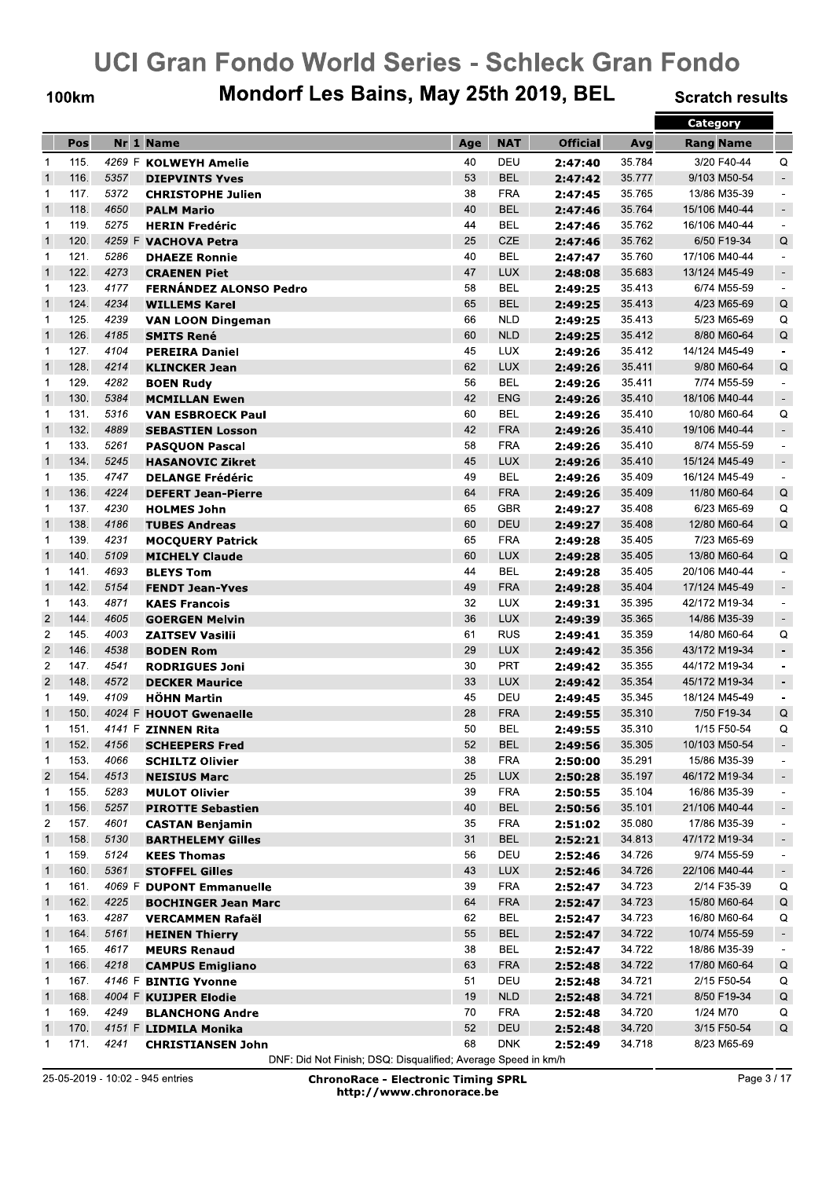# UCI Gran Fondo World Series - Schleck Gran Fondo

## 100km — Mondorf Les Bains, May 25th 2019, BEL — Scratch results

| | Pos | Nr | 1 | Name | Age | NAT | Official | Avg | Category Rang | Category Name | |
|---|---|---|---|---|---|---|---|---|---|---|---|
| 1 | 115. | 4269 | F | KOLWEYH Amelie | 40 | DEU | 2:47:40 | 35.784 | 3/20 | F40-44 | Q |
| 1 | 116. | 5357 | | DIEPVINTS Yves | 53 | BEL | 2:47:42 | 35.777 | 9/103 | M50-54 | - |
| 1 | 117. | 5372 | | CHRISTOPHE Julien | 38 | FRA | 2:47:45 | 35.765 | 13/86 | M35-39 | - |
| 1 | 118. | 4650 | | PALM Mario | 40 | BEL | 2:47:46 | 35.764 | 15/106 | M40-44 | - |
| 1 | 119. | 5275 | | HERIN Fredéric | 44 | BEL | 2:47:46 | 35.762 | 16/106 | M40-44 | - |
| 1 | 120. | 4259 | F | VACHOVA Petra | 25 | CZE | 2:47:46 | 35.762 | 6/50 | F19-34 | Q |
| 1 | 121. | 5286 | | DHAEZE Ronnie | 40 | BEL | 2:47:47 | 35.760 | 17/106 | M40-44 | - |
| 1 | 122. | 4273 | | CRAENEN Piet | 47 | LUX | 2:48:08 | 35.683 | 13/124 | M45-49 | - |
| 1 | 123. | 4177 | | FERNÁNDEZ ALONSO Pedro | 58 | BEL | 2:49:25 | 35.413 | 6/74 | M55-59 | - |
| 1 | 124. | 4234 | | WILLEMS Karel | 65 | BEL | 2:49:25 | 35.413 | 4/23 | M65-69 | Q |
| 1 | 125. | 4239 | | VAN LOON Dingeman | 66 | NLD | 2:49:25 | 35.413 | 5/23 | M65-69 | Q |
| 1 | 126. | 4185 | | SMITS René | 60 | NLD | 2:49:25 | 35.412 | 8/80 | M60-64 | Q |
| 1 | 127. | 4104 | | PEREIRA Daniel | 45 | LUX | 2:49:26 | 35.412 | 14/124 | M45-49 | - |
| 1 | 128. | 4214 | | KLINCKER Jean | 62 | LUX | 2:49:26 | 35.411 | 9/80 | M60-64 | Q |
| 1 | 129. | 4282 | | BOEN Rudy | 56 | BEL | 2:49:26 | 35.411 | 7/74 | M55-59 | - |
| 1 | 130. | 5384 | | MCMILLAN Ewen | 42 | ENG | 2:49:26 | 35.410 | 18/106 | M40-44 | - |
| 1 | 131. | 5316 | | VAN ESBROECK Paul | 60 | BEL | 2:49:26 | 35.410 | 10/80 | M60-64 | Q |
| 1 | 132. | 4889 | | SEBASTIEN Losson | 42 | FRA | 2:49:26 | 35.410 | 19/106 | M40-44 | - |
| 1 | 133. | 5261 | | PASQUON Pascal | 58 | FRA | 2:49:26 | 35.410 | 8/74 | M55-59 | - |
| 1 | 134. | 5245 | | HASANOVIC Zikret | 45 | LUX | 2:49:26 | 35.410 | 15/124 | M45-49 | - |
| 1 | 135. | 4747 | | DELANGE Frédéric | 49 | BEL | 2:49:26 | 35.409 | 16/124 | M45-49 | - |
| 1 | 136. | 4224 | | DEFERT Jean-Pierre | 64 | FRA | 2:49:26 | 35.409 | 11/80 | M60-64 | Q |
| 1 | 137. | 4230 | | HOLMES John | 65 | GBR | 2:49:27 | 35.408 | 6/23 | M65-69 | Q |
| 1 | 138. | 4186 | | TUBES Andreas | 60 | DEU | 2:49:27 | 35.408 | 12/80 | M60-64 | Q |
| 1 | 139. | 4231 | | MOCQUERY Patrick | 65 | FRA | 2:49:28 | 35.405 | 7/23 | M65-69 | |
| 1 | 140. | 5109 | | MICHELY Claude | 60 | LUX | 2:49:28 | 35.405 | 13/80 | M60-64 | Q |
| 1 | 141. | 4693 | | BLEYS Tom | 44 | BEL | 2:49:28 | 35.405 | 20/106 | M40-44 | - |
| 1 | 142. | 5154 | | FENDT Jean-Yves | 49 | FRA | 2:49:28 | 35.404 | 17/124 | M45-49 | - |
| 1 | 143. | 4871 | | KAES Francois | 32 | LUX | 2:49:31 | 35.395 | 42/172 | M19-34 | - |
| 2 | 144. | 4605 | | GOERGEN Melvin | 36 | LUX | 2:49:39 | 35.365 | 14/86 | M35-39 | - |
| 2 | 145. | 4003 | | ZAITSEV Vasilii | 61 | RUS | 2:49:41 | 35.359 | 14/80 | M60-64 | Q |
| 2 | 146. | 4538 | | BODEN Rom | 29 | LUX | 2:49:42 | 35.356 | 43/172 | M19-34 | - |
| 2 | 147. | 4541 | | RODRIGUES Joni | 30 | PRT | 2:49:42 | 35.355 | 44/172 | M19-34 | - |
| 2 | 148. | 4572 | | DECKER Maurice | 33 | LUX | 2:49:42 | 35.354 | 45/172 | M19-34 | - |
| 1 | 149. | 4109 | | HÖHN Martin | 45 | DEU | 2:49:45 | 35.345 | 18/124 | M45-49 | - |
| 1 | 150. | 4024 | F | HOUOT Gwenaelle | 28 | FRA | 2:49:55 | 35.310 | 7/50 | F19-34 | Q |
| 1 | 151. | 4141 | F | ZINNEN Rita | 50 | BEL | 2:49:55 | 35.310 | 1/15 | F50-54 | Q |
| 1 | 152. | 4156 | | SCHEEPERS Fred | 52 | BEL | 2:49:56 | 35.305 | 10/103 | M50-54 | - |
| 1 | 153. | 4066 | | SCHILTZ Olivier | 38 | FRA | 2:50:00 | 35.291 | 15/86 | M35-39 | - |
| 2 | 154. | 4513 | | NEISIUS Marc | 25 | LUX | 2:50:28 | 35.197 | 46/172 | M19-34 | - |
| 1 | 155. | 5283 | | MULOT Olivier | 39 | FRA | 2:50:55 | 35.104 | 16/86 | M35-39 | - |
| 1 | 156. | 5257 | | PIROTTE Sebastien | 40 | BEL | 2:50:56 | 35.101 | 21/106 | M40-44 | - |
| 2 | 157. | 4601 | | CASTAN Benjamin | 35 | FRA | 2:51:02 | 35.080 | 17/86 | M35-39 | - |
| 1 | 158. | 5130 | | BARTHELEMY Gilles | 31 | BEL | 2:52:21 | 34.813 | 47/172 | M19-34 | - |
| 1 | 159. | 5124 | | KEES Thomas | 56 | DEU | 2:52:46 | 34.726 | 9/74 | M55-59 | - |
| 1 | 160. | 5361 | | STOFFEL Gilles | 43 | LUX | 2:52:46 | 34.726 | 22/106 | M40-44 | - |
| 1 | 161. | 4069 | F | DUPONT Emmanuelle | 39 | FRA | 2:52:47 | 34.723 | 2/14 | F35-39 | Q |
| 1 | 162. | 4225 | | BOCHINGER Jean Marc | 64 | FRA | 2:52:47 | 34.723 | 15/80 | M60-64 | Q |
| 1 | 163. | 4287 | | VERCAMMEN Rafaël | 62 | BEL | 2:52:47 | 34.723 | 16/80 | M60-64 | Q |
| 1 | 164. | 5161 | | HEINEN Thierry | 55 | BEL | 2:52:47 | 34.722 | 10/74 | M55-59 | - |
| 1 | 165. | 4617 | | MEURS Renaud | 38 | BEL | 2:52:47 | 34.722 | 18/86 | M35-39 | - |
| 1 | 166. | 4218 | | CAMPUS Emigliano | 63 | FRA | 2:52:48 | 34.722 | 17/80 | M60-64 | Q |
| 1 | 167. | 4146 | F | BINTIG Yvonne | 51 | DEU | 2:52:48 | 34.721 | 2/15 | F50-54 | Q |
| 1 | 168. | 4004 | F | KUIJPER Elodie | 19 | NLD | 2:52:48 | 34.721 | 8/50 | F19-34 | Q |
| 1 | 169. | 4249 | | BLANCHONG Andre | 70 | FRA | 2:52:48 | 34.720 | 1/24 | M70 | Q |
| 1 | 170. | 4151 | F | LIDMILA Monika | 52 | DEU | 2:52:48 | 34.720 | 3/15 | F50-54 | Q |
| 1 | 171. | 4241 | | CHRISTIANSEN John | 68 | DNK | 2:52:49 | 34.718 | 8/23 | M65-69 | |

DNF: Did Not Finish; DSQ: Disqualified; Average Speed in km/h

25-05-2019 - 10:02 - 945 entries

**ChronoRace - Electronic Timing SPRL**
http://www.chronorace.be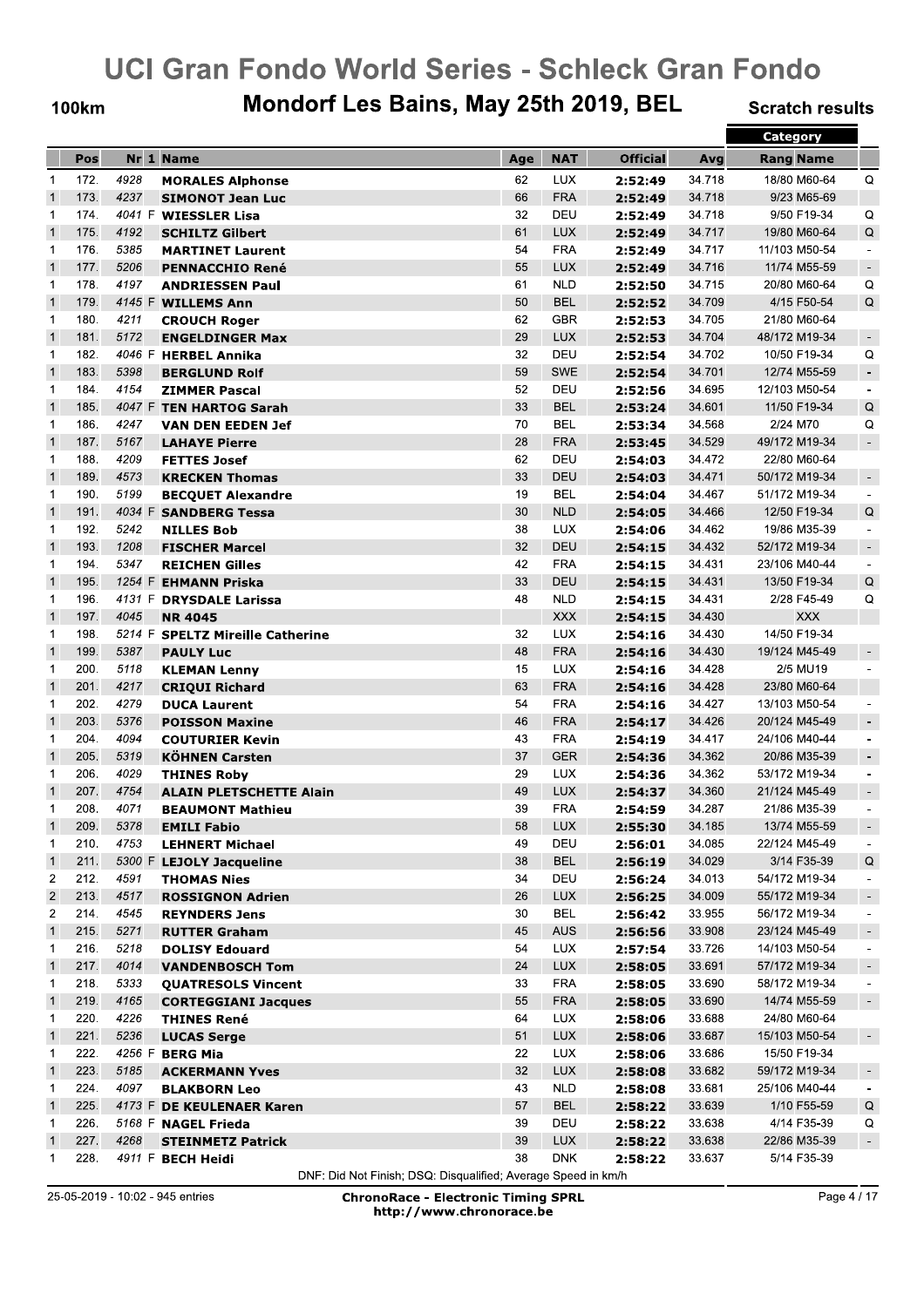# UCI Gran Fondo World Series - Schleck Gran Fondo

## 100km — Mondorf Les Bains, May 25th 2019, BEL — Scratch results

| | Pos | Nr | 1 | Name | Age | NAT | Official | Avg | Category Rang | Category Name | |
|---|---|---|---|---|---|---|---|---|---|---|---|
| 1 | 172. | 4928 | | MORALES Alphonse | 62 | LUX | 2:52:49 | 34.718 | 18/80 | M60-64 | Q |
| 1 | 173. | 4237 | | SIMONOT Jean Luc | 66 | FRA | 2:52:49 | 34.718 | 9/23 | M65-69 | |
| 1 | 174. | 4041 | F | WIESSLER Lisa | 32 | DEU | 2:52:49 | 34.718 | 9/50 | F19-34 | Q |
| 1 | 175. | 4192 | | SCHILTZ Gilbert | 61 | LUX | 2:52:49 | 34.717 | 19/80 | M60-64 | Q |
| 1 | 176. | 5385 | | MARTINET Laurent | 54 | FRA | 2:52:49 | 34.717 | 11/103 | M50-54 | - |
| 1 | 177. | 5206 | | PENNACCHIO René | 55 | LUX | 2:52:49 | 34.716 | 11/74 | M55-59 | - |
| 1 | 178. | 4197 | | ANDRIESSEN Paul | 61 | NLD | 2:52:50 | 34.715 | 20/80 | M60-64 | Q |
| 1 | 179. | 4145 | F | WILLEMS Ann | 50 | BEL | 2:52:52 | 34.709 | 4/15 | F50-54 | Q |
| 1 | 180. | 4211 | | CROUCH Roger | 62 | GBR | 2:52:53 | 34.705 | 21/80 | M60-64 | |
| 1 | 181. | 5172 | | ENGELDINGER Max | 29 | LUX | 2:52:53 | 34.704 | 48/172 | M19-34 | - |
| 1 | 182. | 4046 | F | HERBEL Annika | 32 | DEU | 2:52:54 | 34.702 | 10/50 | F19-34 | Q |
| 1 | 183. | 5398 | | BERGLUND Rolf | 59 | SWE | 2:52:54 | 34.701 | 12/74 | M55-59 | - |
| 1 | 184. | 4154 | | ZIMMER Pascal | 52 | DEU | 2:52:56 | 34.695 | 12/103 | M50-54 | - |
| 1 | 185. | 4047 | F | TEN HARTOG Sarah | 33 | BEL | 2:53:24 | 34.601 | 11/50 | F19-34 | Q |
| 1 | 186. | 4247 | | VAN DEN EEDEN Jef | 70 | BEL | 2:53:34 | 34.568 | 2/24 | M70 | Q |
| 1 | 187. | 5167 | | LAHAYE Pierre | 28 | FRA | 2:53:45 | 34.529 | 49/172 | M19-34 | - |
| 1 | 188. | 4209 | | FETTES Josef | 62 | DEU | 2:54:03 | 34.472 | 22/80 | M60-64 | |
| 1 | 189. | 4573 | | KRECKEN Thomas | 33 | DEU | 2:54:03 | 34.471 | 50/172 | M19-34 | - |
| 1 | 190. | 5199 | | BECQUET Alexandre | 19 | BEL | 2:54:04 | 34.467 | 51/172 | M19-34 | - |
| 1 | 191. | 4034 | F | SANDBERG Tessa | 30 | NLD | 2:54:05 | 34.466 | 12/50 | F19-34 | Q |
| 1 | 192. | 5242 | | NILLES Bob | 38 | LUX | 2:54:06 | 34.462 | 19/86 | M35-39 | - |
| 1 | 193. | 1208 | | FISCHER Marcel | 32 | DEU | 2:54:15 | 34.432 | 52/172 | M19-34 | - |
| 1 | 194. | 5347 | | REICHEN Gilles | 42 | FRA | 2:54:15 | 34.431 | 23/106 | M40-44 | - |
| 1 | 195. | 1254 | F | EHMANN Priska | 33 | DEU | 2:54:15 | 34.431 | 13/50 | F19-34 | Q |
| 1 | 196. | 4131 | F | DRYSDALE Larissa | 48 | NLD | 2:54:15 | 34.431 | 2/28 | F45-49 | Q |
| 1 | 197. | 4045 | | NR 4045 | | XXX | 2:54:15 | 34.430 | | XXX | |
| 1 | 198. | 5214 | F | SPELTZ Mireille Catherine | 32 | LUX | 2:54:16 | 34.430 | 14/50 | F19-34 | |
| 1 | 199. | 5387 | | PAULY Luc | 48 | FRA | 2:54:16 | 34.430 | 19/124 | M45-49 | - |
| 1 | 200. | 5118 | | KLEMAN Lenny | 15 | LUX | 2:54:16 | 34.428 | 2/5 | MU19 | - |
| 1 | 201. | 4217 | | CRIQUI Richard | 63 | FRA | 2:54:16 | 34.428 | 23/80 | M60-64 | |
| 1 | 202. | 4279 | | DUCA Laurent | 54 | FRA | 2:54:16 | 34.427 | 13/103 | M50-54 | - |
| 1 | 203. | 5376 | | POISSON Maxine | 46 | FRA | 2:54:17 | 34.426 | 20/124 | M45-49 | - |
| 1 | 204. | 4094 | | COUTURIER Kevin | 43 | FRA | 2:54:19 | 34.417 | 24/106 | M40-44 | - |
| 1 | 205. | 5319 | | KÖHNEN Carsten | 37 | GER | 2:54:36 | 34.362 | 20/86 | M35-39 | - |
| 1 | 206. | 4029 | | THINES Roby | 29 | LUX | 2:54:36 | 34.362 | 53/172 | M19-34 | - |
| 1 | 207. | 4754 | | ALAIN PLETSCHETTE Alain | 49 | LUX | 2:54:37 | 34.360 | 21/124 | M45-49 | - |
| 1 | 208. | 4071 | | BEAUMONT Mathieu | 39 | FRA | 2:54:59 | 34.287 | 21/86 | M35-39 | - |
| 1 | 209. | 5378 | | EMILI Fabio | 58 | LUX | 2:55:30 | 34.185 | 13/74 | M55-59 | - |
| 1 | 210. | 4753 | | LEHNERT Michael | 49 | DEU | 2:56:01 | 34.085 | 22/124 | M45-49 | - |
| 1 | 211. | 5300 | F | LEJOLY Jacqueline | 38 | BEL | 2:56:19 | 34.029 | 3/14 | F35-39 | Q |
| 2 | 212. | 4591 | | THOMAS Nies | 34 | DEU | 2:56:24 | 34.013 | 54/172 | M19-34 | - |
| 2 | 213. | 4517 | | ROSSIGNON Adrien | 26 | LUX | 2:56:25 | 34.009 | 55/172 | M19-34 | - |
| 2 | 214. | 4545 | | REYNDERS Jens | 30 | BEL | 2:56:42 | 33.955 | 56/172 | M19-34 | - |
| 1 | 215. | 5271 | | RUTTER Graham | 45 | AUS | 2:56:56 | 33.908 | 23/124 | M45-49 | - |
| 1 | 216. | 5218 | | DOLISY Edouard | 54 | LUX | 2:57:54 | 33.726 | 14/103 | M50-54 | - |
| 1 | 217. | 4014 | | VANDENBOSCH Tom | 24 | LUX | 2:58:05 | 33.691 | 57/172 | M19-34 | - |
| 1 | 218. | 5333 | | QUATRESOLS Vincent | 33 | FRA | 2:58:05 | 33.690 | 58/172 | M19-34 | - |
| 1 | 219. | 4165 | | CORTEGGIANI Jacques | 55 | FRA | 2:58:05 | 33.690 | 14/74 | M55-59 | - |
| 1 | 220. | 4226 | | THINES René | 64 | LUX | 2:58:06 | 33.688 | 24/80 | M60-64 | |
| 1 | 221. | 5236 | | LUCAS Serge | 51 | LUX | 2:58:06 | 33.687 | 15/103 | M50-54 | - |
| 1 | 222. | 4256 | F | BERG Mia | 22 | LUX | 2:58:06 | 33.686 | 15/50 | F19-34 | |
| 1 | 223. | 5185 | | ACKERMANN Yves | 32 | LUX | 2:58:08 | 33.682 | 59/172 | M19-34 | - |
| 1 | 224. | 4097 | | BLAKBORN Leo | 43 | NLD | 2:58:08 | 33.681 | 25/106 | M40-44 | - |
| 1 | 225. | 4173 | F | DE KEULENAER Karen | 57 | BEL | 2:58:22 | 33.639 | 1/10 | F55-59 | Q |
| 1 | 226. | 5168 | F | NAGEL Frieda | 39 | DEU | 2:58:22 | 33.638 | 4/14 | F35-39 | Q |
| 1 | 227. | 4268 | | STEINMETZ Patrick | 39 | LUX | 2:58:22 | 33.638 | 22/86 | M35-39 | - |
| 1 | 228. | 4911 | F | BECH Heidi | 38 | DNK | 2:58:22 | 33.637 | 5/14 | F35-39 | |

DNF: Did Not Finish; DSQ: Disqualified; Average Speed in km/h

25-05-2019 - 10:02 - 945 entries

**ChronoRace - Electronic Timing SPRL**
**http://www.chronorace.be**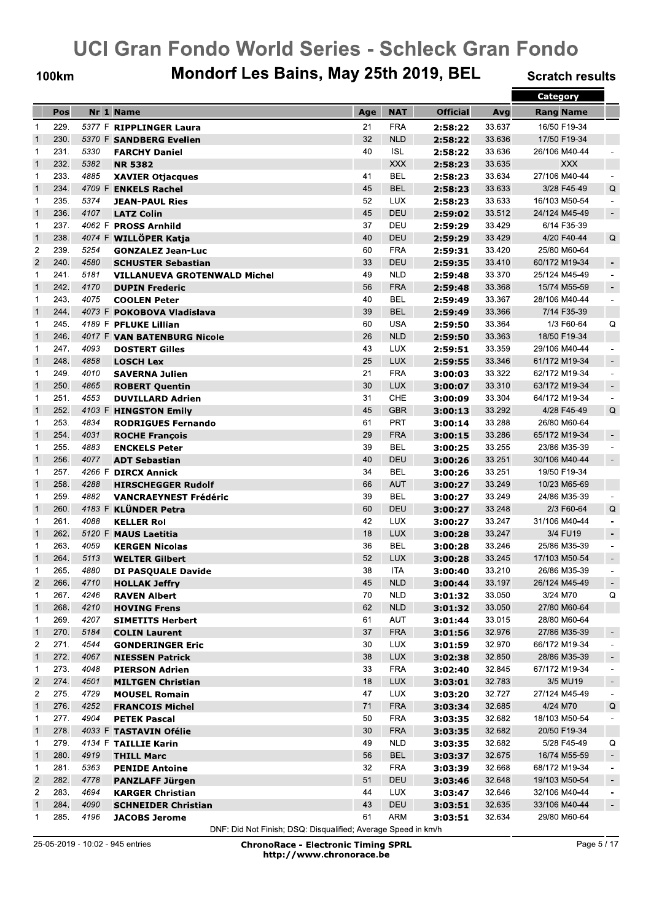# UCI Gran Fondo World Series - Schleck Gran Fondo

## 100km — Mondorf Les Bains, May 25th 2019, BEL — Scratch results

| | Pos | Nr | 1 | Name | Age | NAT | Official | Avg | Category Rang | Category Name | |
|---|---|---|---|---|---|---|---|---|---|---|---|
| 1 | 229. | 5377 | F | RIPPLINGER Laura | 21 | FRA | 2:58:22 | 33.637 | 16/50 | F19-34 | |
| 1 | 230. | 5370 | F | SANDBERG Evelien | 32 | NLD | 2:58:22 | 33.636 | 17/50 | F19-34 | |
| 1 | 231. | 5330 | | FARCHY Daniel | 40 | ISL | 2:58:22 | 33.636 | 26/106 | M40-44 | - |
| 1 | 232. | 5382 | | NR 5382 | | XXX | 2:58:23 | 33.635 | | XXX | |
| 1 | 233. | 4885 | | XAVIER Otjacques | 41 | BEL | 2:58:23 | 33.634 | 27/106 | M40-44 | - |
| 1 | 234. | 4709 | F | ENKELS Rachel | 45 | BEL | 2:58:23 | 33.633 | 3/28 | F45-49 | Q |
| 1 | 235. | 5374 | | JEAN-PAUL Ries | 52 | LUX | 2:58:23 | 33.633 | 16/103 | M50-54 | - |
| 1 | 236. | 4107 | | LATZ Colin | 45 | DEU | 2:59:02 | 33.512 | 24/124 | M45-49 | - |
| 1 | 237. | 4062 | F | PROSS Arnhild | 37 | DEU | 2:59:29 | 33.429 | 6/14 | F35-39 | |
| 1 | 238. | 4074 | F | WILLÖPER Katja | 40 | DEU | 2:59:29 | 33.429 | 4/20 | F40-44 | Q |
| 2 | 239. | 5254 | | GONZALEZ Jean-Luc | 60 | FRA | 2:59:31 | 33.420 | 25/80 | M60-64 | |
| 2 | 240. | 4580 | | SCHUSTER Sebastian | 33 | DEU | 2:59:35 | 33.410 | 60/172 | M19-34 | - |
| 1 | 241. | 5181 | | VILLANUEVA GROTENWALD Michel | 49 | NLD | 2:59:48 | 33.370 | 25/124 | M45-49 | - |
| 1 | 242. | 4170 | | DUPIN Frederic | 56 | FRA | 2:59:48 | 33.368 | 15/74 | M55-59 | - |
| 1 | 243. | 4075 | | COOLEN Peter | 40 | BEL | 2:59:49 | 33.367 | 28/106 | M40-44 | - |
| 1 | 244. | 4073 | F | POKOBOVA Vladislava | 39 | BEL | 2:59:49 | 33.366 | 7/14 | F35-39 | |
| 1 | 245. | 4189 | F | PFLUKE Lillian | 60 | USA | 2:59:50 | 33.364 | 1/3 | F60-64 | Q |
| 1 | 246. | 4017 | F | VAN BATENBURG Nicole | 26 | NLD | 2:59:50 | 33.363 | 18/50 | F19-34 | |
| 1 | 247. | 4093 | | DOSTERT Gilles | 43 | LUX | 2:59:51 | 33.359 | 29/106 | M40-44 | - |
| 1 | 248. | 4858 | | LOSCH Lex | 25 | LUX | 2:59:55 | 33.346 | 61/172 | M19-34 | - |
| 1 | 249. | 4010 | | SAVERNA Julien | 21 | FRA | 3:00:03 | 33.322 | 62/172 | M19-34 | - |
| 1 | 250. | 4865 | | ROBERT Quentin | 30 | LUX | 3:00:07 | 33.310 | 63/172 | M19-34 | - |
| 1 | 251. | 4553 | | DUVILLARD Adrien | 31 | CHE | 3:00:09 | 33.304 | 64/172 | M19-34 | - |
| 1 | 252. | 4103 | F | HINGSTON Emily | 45 | GBR | 3:00:13 | 33.292 | 4/28 | F45-49 | Q |
| 1 | 253. | 4834 | | RODRIGUES Fernando | 61 | PRT | 3:00:14 | 33.288 | 26/80 | M60-64 | |
| 1 | 254. | 4031 | | ROCHE François | 29 | FRA | 3:00:15 | 33.286 | 65/172 | M19-34 | - |
| 1 | 255. | 4883 | | ENCKELS Peter | 39 | BEL | 3:00:25 | 33.255 | 23/86 | M35-39 | - |
| 1 | 256. | 4077 | | ADT Sebastian | 40 | DEU | 3:00:26 | 33.251 | 30/106 | M40-44 | - |
| 1 | 257. | 4266 | F | DIRCX Annick | 34 | BEL | 3:00:26 | 33.251 | 19/50 | F19-34 | |
| 1 | 258. | 4288 | | HIRSCHEGGER Rudolf | 66 | AUT | 3:00:27 | 33.249 | 10/23 | M65-69 | |
| 1 | 259. | 4882 | | VANCRAEYNEST Frédéric | 39 | BEL | 3:00:27 | 33.249 | 24/86 | M35-39 | - |
| 1 | 260. | 4183 | F | KLÜNDER Petra | 60 | DEU | 3:00:27 | 33.248 | 2/3 | F60-64 | Q |
| 1 | 261. | 4088 | | KELLER Rol | 42 | LUX | 3:00:27 | 33.247 | 31/106 | M40-44 | - |
| 1 | 262. | 5120 | F | MAUS Laetitia | 18 | LUX | 3:00:28 | 33.247 | 3/4 | FU19 | - |
| 1 | 263. | 4059 | | KERGEN Nicolas | 36 | BEL | 3:00:28 | 33.246 | 25/86 | M35-39 | - |
| 1 | 264. | 5113 | | WELTER Gilbert | 52 | LUX | 3:00:28 | 33.245 | 17/103 | M50-54 | - |
| 1 | 265. | 4880 | | DI PASQUALE Davide | 38 | ITA | 3:00:40 | 33.210 | 26/86 | M35-39 | - |
| 2 | 266. | 4710 | | HOLLAK Jeffry | 45 | NLD | 3:00:44 | 33.197 | 26/124 | M45-49 | - |
| 1 | 267. | 4246 | | RAVEN Albert | 70 | NLD | 3:01:32 | 33.050 | 3/24 | M70 | Q |
| 1 | 268. | 4210 | | HOVING Frens | 62 | NLD | 3:01:32 | 33.050 | 27/80 | M60-64 | |
| 1 | 269. | 4207 | | SIMETITS Herbert | 61 | AUT | 3:01:44 | 33.015 | 28/80 | M60-64 | |
| 1 | 270. | 5184 | | COLIN Laurent | 37 | FRA | 3:01:56 | 32.976 | 27/86 | M35-39 | - |
| 2 | 271. | 4544 | | GONDERINGER Eric | 30 | LUX | 3:01:59 | 32.970 | 66/172 | M19-34 | - |
| 1 | 272. | 4067 | | NIESSEN Patrick | 38 | LUX | 3:02:38 | 32.850 | 28/86 | M35-39 | - |
| 1 | 273. | 4048 | | PIERSON Adrien | 33 | FRA | 3:02:40 | 32.845 | 67/172 | M19-34 | - |
| 2 | 274. | 4501 | | MILTGEN Christian | 18 | LUX | 3:03:01 | 32.783 | 3/5 | MU19 | - |
| 2 | 275. | 4729 | | MOUSEL Romain | 47 | LUX | 3:03:20 | 32.727 | 27/124 | M45-49 | - |
| 1 | 276. | 4252 | | FRANCOIS Michel | 71 | FRA | 3:03:34 | 32.685 | 4/24 | M70 | Q |
| 1 | 277. | 4904 | | PETEK Pascal | 50 | FRA | 3:03:35 | 32.682 | 18/103 | M50-54 | - |
| 1 | 278. | 4033 | F | TASTAVIN Ofélie | 30 | FRA | 3:03:35 | 32.682 | 20/50 | F19-34 | |
| 1 | 279. | 4134 | F | TAILLIE Karin | 49 | NLD | 3:03:35 | 32.682 | 5/28 | F45-49 | Q |
| 1 | 280. | 4919 | | THILL Marc | 56 | BEL | 3:03:37 | 32.675 | 16/74 | M55-59 | - |
| 1 | 281. | 5363 | | PENIDE Antoine | 32 | FRA | 3:03:39 | 32.668 | 68/172 | M19-34 | - |
| 2 | 282. | 4778 | | PANZLAFF Jürgen | 51 | DEU | 3:03:46 | 32.648 | 19/103 | M50-54 | - |
| 2 | 283. | 4694 | | KARGER Christian | 44 | LUX | 3:03:47 | 32.646 | 32/106 | M40-44 | - |
| 1 | 284. | 4090 | | SCHNEIDER Christian | 43 | DEU | 3:03:51 | 32.635 | 33/106 | M40-44 | - |
| 1 | 285. | 4196 | | JACOBS Jerome | 61 | ARM | 3:03:51 | 32.634 | 29/80 | M60-64 | |

DNF: Did Not Finish; DSQ: Disqualified; Average Speed in km/h

25-05-2019 - 10:02 - 945 entries

**ChronoRace - Electronic Timing SPRL**
**http://www.chronorace.be**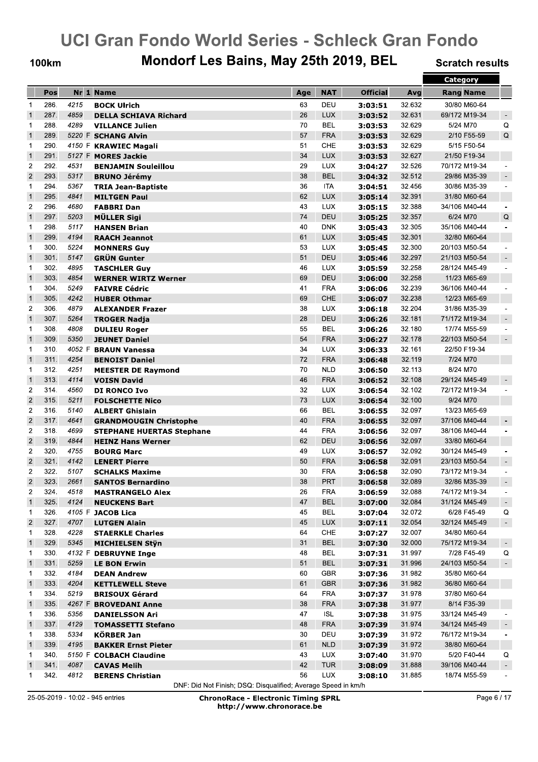# UCI Gran Fondo World Series - Schleck Gran Fondo

## 100km — Mondorf Les Bains, May 25th 2019, BEL — Scratch results

| | Pos | Nr | 1 | Name | Age | NAT | Official | Avg | Category Rang Name | |
|---|---|---|---|---|---|---|---|---|---|---|
| 1 | 286. | 4215 | | BOCK Ulrich | 63 | DEU | 3:03:51 | 32.632 | 30/80 M60-64 | |
| 1 | 287. | 4859 | | DELLA SCHIAVA Richard | 26 | LUX | 3:03:52 | 32.631 | 69/172 M19-34 | - |
| 1 | 288. | 4289 | | VILLANCE Julien | 70 | BEL | 3:03:53 | 32.629 | 5/24 M70 | Q |
| 1 | 289. | 5220 | F | SCHANG Alvin | 57 | FRA | 3:03:53 | 32.629 | 2/10 F55-59 | Q |
| 1 | 290. | 4150 | F | KRAWIEC Magali | 51 | CHE | 3:03:53 | 32.629 | 5/15 F50-54 | |
| 1 | 291. | 5127 | F | MORES Jackie | 34 | LUX | 3:03:53 | 32.627 | 21/50 F19-34 | |
| 2 | 292. | 4531 | | BENJAMIN Souleillou | 29 | LUX | 3:04:27 | 32.526 | 70/172 M19-34 | - |
| 2 | 293. | 5317 | | BRUNO Jérémy | 38 | BEL | 3:04:32 | 32.512 | 29/86 M35-39 | - |
| 1 | 294. | 5367 | | TRIA Jean-Baptiste | 36 | ITA | 3:04:51 | 32.456 | 30/86 M35-39 | - |
| 1 | 295. | 4841 | | MILTGEN Paul | 62 | LUX | 3:05:14 | 32.391 | 31/80 M60-64 | |
| 2 | 296. | 4680 | | FABBRI Dan | 43 | LUX | 3:05:15 | 32.388 | 34/106 M40-44 | - |
| 1 | 297. | 5203 | | MÜLLER Sigi | 74 | DEU | 3:05:25 | 32.357 | 6/24 M70 | Q |
| 1 | 298. | 5117 | | HANSEN Brian | 40 | DNK | 3:05:43 | 32.305 | 35/106 M40-44 | - |
| 1 | 299. | 4194 | | RAACH Jeannot | 61 | LUX | 3:05:45 | 32.301 | 32/80 M60-64 | |
| 1 | 300. | 5224 | | MONNERS Guy | 53 | LUX | 3:05:45 | 32.300 | 20/103 M50-54 | - |
| 1 | 301. | 5147 | | GRÜN Gunter | 51 | DEU | 3:05:46 | 32.297 | 21/103 M50-54 | - |
| 1 | 302. | 4895 | | TASCHLER Guy | 46 | LUX | 3:05:59 | 32.258 | 28/124 M45-49 | - |
| 1 | 303. | 4854 | | WERNER WIRTZ Werner | 69 | DEU | 3:06:00 | 32.258 | 11/23 M65-69 | |
| 1 | 304. | 5249 | | FAIVRE Cédric | 41 | FRA | 3:06:06 | 32.239 | 36/106 M40-44 | - |
| 1 | 305. | 4242 | | HUBER Othmar | 69 | CHE | 3:06:07 | 32.238 | 12/23 M65-69 | |
| 2 | 306. | 4879 | | ALEXANDER Frazer | 38 | LUX | 3:06:18 | 32.204 | 31/86 M35-39 | - |
| 1 | 307. | 5264 | | TROGER Nadja | 28 | DEU | 3:06:26 | 32.181 | 71/172 M19-34 | - |
| 1 | 308. | 4808 | | DULIEU Roger | 55 | BEL | 3:06:26 | 32.180 | 17/74 M55-59 | - |
| 1 | 309. | 5350 | | JEUNET Daniel | 54 | FRA | 3:06:27 | 32.178 | 22/103 M50-54 | - |
| 1 | 310. | 4052 | F | BRAUN Vanessa | 34 | LUX | 3:06:33 | 32.161 | 22/50 F19-34 | |
| 1 | 311. | 4254 | | BENOIST Daniel | 72 | FRA | 3:06:48 | 32.119 | 7/24 M70 | |
| 1 | 312. | 4251 | | MEESTER DE Raymond | 70 | NLD | 3:06:50 | 32.113 | 8/24 M70 | |
| 1 | 313. | 4114 | | VOISN David | 46 | FRA | 3:06:52 | 32.108 | 29/124 M45-49 | - |
| 2 | 314. | 4560 | | DI RONCO Ivo | 32 | LUX | 3:06:54 | 32.102 | 72/172 M19-34 | - |
| 2 | 315. | 5211 | | FOLSCHETTE Nico | 73 | LUX | 3:06:54 | 32.100 | 9/24 M70 | |
| 2 | 316. | 5140 | | ALBERT Ghislain | 66 | BEL | 3:06:55 | 32.097 | 13/23 M65-69 | |
| 2 | 317. | 4641 | | GRANDMOUGIN Christophe | 40 | FRA | 3:06:55 | 32.097 | 37/106 M40-44 | - |
| 2 | 318. | 4699 | | STEPHANE HUERTAS Stephane | 44 | FRA | 3:06:56 | 32.097 | 38/106 M40-44 | - |
| 2 | 319. | 4844 | | HEINZ Hans Werner | 62 | DEU | 3:06:56 | 32.097 | 33/80 M60-64 | |
| 2 | 320. | 4755 | | BOURG Marc | 49 | LUX | 3:06:57 | 32.092 | 30/124 M45-49 | - |
| 2 | 321. | 4142 | | LENERT Pierre | 50 | FRA | 3:06:58 | 32.091 | 23/103 M50-54 | - |
| 2 | 322. | 5107 | | SCHALKS Maxime | 30 | FRA | 3:06:58 | 32.090 | 73/172 M19-34 | - |
| 2 | 323. | 2661 | | SANTOS Bernardino | 38 | PRT | 3:06:58 | 32.089 | 32/86 M35-39 | - |
| 2 | 324. | 4518 | | MASTRANGELO Alex | 26 | FRA | 3:06:59 | 32.088 | 74/172 M19-34 | - |
| 1 | 325. | 4124 | | NEUCKENS Bart | 47 | BEL | 3:07:00 | 32.084 | 31/124 M45-49 | - |
| 1 | 326. | 4105 | F | JACOB Lica | 45 | BEL | 3:07:04 | 32.072 | 6/28 F45-49 | Q |
| 2 | 327. | 4707 | | LUTGEN Alain | 45 | LUX | 3:07:11 | 32.054 | 32/124 M45-49 | - |
| 1 | 328. | 4228 | | STAERKLE Charles | 64 | CHE | 3:07:27 | 32.007 | 34/80 M60-64 | |
| 1 | 329. | 5345 | | MICHIELSEN Stÿn | 31 | BEL | 3:07:30 | 32.000 | 75/172 M19-34 | - |
| 1 | 330. | 4132 | F | DEBRUYNE Inge | 48 | BEL | 3:07:31 | 31.997 | 7/28 F45-49 | Q |
| 1 | 331. | 5259 | | LE BON Erwin | 51 | BEL | 3:07:31 | 31.996 | 24/103 M50-54 | - |
| 1 | 332. | 4184 | | DEAN Andrew | 60 | GBR | 3:07:36 | 31.982 | 35/80 M60-64 | |
| 1 | 333. | 4204 | | KETTLEWELL Steve | 61 | GBR | 3:07:36 | 31.982 | 36/80 M60-64 | |
| 1 | 334. | 5219 | | BRISOUX Gérard | 64 | FRA | 3:07:37 | 31.978 | 37/80 M60-64 | |
| 1 | 335. | 4267 | F | BROVEDANI Anne | 38 | FRA | 3:07:38 | 31.977 | 8/14 F35-39 | |
| 1 | 336. | 5356 | | DANIELSSON Ari | 47 | ISL | 3:07:38 | 31.975 | 33/124 M45-49 | - |
| 1 | 337. | 4129 | | TOMASSETTI Stefano | 48 | FRA | 3:07:39 | 31.974 | 34/124 M45-49 | - |
| 1 | 338. | 5334 | | KÖRBER Jan | 30 | DEU | 3:07:39 | 31.972 | 76/172 M19-34 | - |
| 1 | 339. | 4195 | | BAKKER Ernst Pieter | 61 | NLD | 3:07:39 | 31.972 | 38/80 M60-64 | |
| 1 | 340. | 5150 | F | COLBACH Claudine | 43 | LUX | 3:07:40 | 31.970 | 5/20 F40-44 | Q |
| 1 | 341. | 4087 | | CAVAS Melih | 42 | TUR | 3:08:09 | 31.888 | 39/106 M40-44 | - |
| 1 | 342. | 4812 | | BERENS Christian | 56 | LUX | 3:08:10 | 31.885 | 18/74 M55-59 | - |

DNF: Did Not Finish; DSQ: Disqualified; Average Speed in km/h

25-05-2019 - 10:02 - 945 entries

ChronoRace - Electronic Timing SPRL
http://www.chronorace.be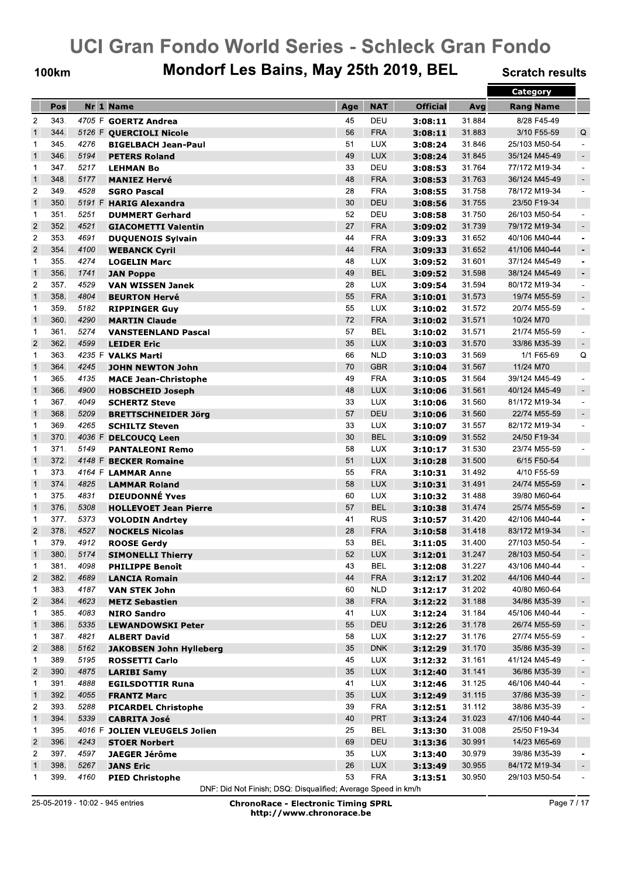# UCI Gran Fondo World Series - Schleck Gran Fondo

## 100km — Mondorf Les Bains, May 25th 2019, BEL — Scratch results

| | Pos | Nr | 1 | Name | Age | NAT | Official | Avg | Category Rang | Category Name | |
|---|---|---|---|---|---|---|---|---|---|---|---|
| 2 | 343. | 4705 | F | GOERTZ Andrea | 45 | DEU | 3:08:11 | 31.884 | 8/28 | F45-49 | |
| 1 | 344. | 5126 | F | QUERCIOLI Nicole | 56 | FRA | 3:08:11 | 31.883 | 3/10 | F55-59 | Q |
| 1 | 345. | 4276 | | BIGELBACH Jean-Paul | 51 | LUX | 3:08:24 | 31.846 | 25/103 | M50-54 | - |
| 1 | 346. | 5194 | | PETERS Roland | 49 | LUX | 3:08:24 | 31.845 | 35/124 | M45-49 | - |
| 1 | 347. | 5217 | | LEHMAN Bo | 33 | DEU | 3:08:53 | 31.764 | 77/172 | M19-34 | - |
| 1 | 348. | 5177 | | MANIEZ Hervé | 48 | FRA | 3:08:53 | 31.763 | 36/124 | M45-49 | - |
| 2 | 349. | 4528 | | SGRO Pascal | 28 | FRA | 3:08:55 | 31.758 | 78/172 | M19-34 | - |
| 1 | 350. | 5191 | F | HARIG Alexandra | 30 | DEU | 3:08:56 | 31.755 | 23/50 | F19-34 | |
| 1 | 351. | 5251 | | DUMMERT Gerhard | 52 | DEU | 3:08:58 | 31.750 | 26/103 | M50-54 | - |
| 2 | 352. | 4521 | | GIACOMETTI Valentin | 27 | FRA | 3:09:02 | 31.739 | 79/172 | M19-34 | - |
| 2 | 353. | 4691 | | DUQUENOIS Sylvain | 44 | FRA | 3:09:33 | 31.652 | 40/106 | M40-44 | - |
| 2 | 354. | 4100 | | WEBANCK Cyril | 44 | FRA | 3:09:33 | 31.652 | 41/106 | M40-44 | - |
| 1 | 355. | 4274 | | LOGELIN Marc | 48 | LUX | 3:09:52 | 31.601 | 37/124 | M45-49 | - |
| 1 | 356. | 1741 | | JAN Poppe | 49 | BEL | 3:09:52 | 31.598 | 38/124 | M45-49 | - |
| 2 | 357. | 4529 | | VAN WISSEN Janek | 28 | LUX | 3:09:54 | 31.594 | 80/172 | M19-34 | - |
| 1 | 358. | 4804 | | BEURTON Hervé | 55 | FRA | 3:10:01 | 31.573 | 19/74 | M55-59 | - |
| 1 | 359. | 5182 | | RIPPINGER Guy | 55 | LUX | 3:10:02 | 31.572 | 20/74 | M55-59 | - |
| 1 | 360. | 4290 | | MARTIN Claude | 72 | FRA | 3:10:02 | 31.571 | 10/24 | M70 | |
| 1 | 361. | 5274 | | VANSTEENLAND Pascal | 57 | BEL | 3:10:02 | 31.571 | 21/74 | M55-59 | - |
| 2 | 362. | 4599 | | LEIDER Eric | 35 | LUX | 3:10:03 | 31.570 | 33/86 | M35-39 | - |
| 1 | 363. | 4235 | F | VALKS Marti | 66 | NLD | 3:10:03 | 31.569 | 1/1 | F65-69 | Q |
| 1 | 364. | 4245 | | JOHN NEWTON John | 70 | GBR | 3:10:04 | 31.567 | 11/24 | M70 | |
| 1 | 365. | 4135 | | MACE Jean-Christophe | 49 | FRA | 3:10:05 | 31.564 | 39/124 | M45-49 | - |
| 1 | 366. | 4900 | | HOBSCHEID Joseph | 48 | LUX | 3:10:06 | 31.561 | 40/124 | M45-49 | - |
| 1 | 367. | 4049 | | SCHERTZ Steve | 33 | LUX | 3:10:06 | 31.560 | 81/172 | M19-34 | - |
| 1 | 368. | 5209 | | BRETTSCHNEIDER Jörg | 57 | DEU | 3:10:06 | 31.560 | 22/74 | M55-59 | - |
| 1 | 369. | 4265 | | SCHILTZ Steven | 33 | LUX | 3:10:07 | 31.557 | 82/172 | M19-34 | - |
| 1 | 370. | 4036 | F | DELCOUCQ Leen | 30 | BEL | 3:10:09 | 31.552 | 24/50 | F19-34 | |
| 1 | 371. | 5149 | | PANTALEONI Remo | 58 | LUX | 3:10:17 | 31.530 | 23/74 | M55-59 | - |
| 1 | 372. | 4148 | F | BECKER Romaine | 51 | LUX | 3:10:28 | 31.500 | 6/15 | F50-54 | |
| 1 | 373. | 4164 | F | LAMMAR Anne | 55 | FRA | 3:10:31 | 31.492 | 4/10 | F55-59 | |
| 1 | 374. | 4825 | | LAMMAR Roland | 58 | LUX | 3:10:31 | 31.491 | 24/74 | M55-59 | - |
| 1 | 375. | 4831 | | DIEUDONNÉ Yves | 60 | LUX | 3:10:32 | 31.488 | 39/80 | M60-64 | |
| 1 | 376. | 5308 | | HOLLEVOET Jean Pierre | 57 | BEL | 3:10:38 | 31.474 | 25/74 | M55-59 | - |
| 1 | 377. | 5373 | | VOLODIN Andrtey | 41 | RUS | 3:10:57 | 31.420 | 42/106 | M40-44 | - |
| 2 | 378. | 4527 | | NOCKELS Nicolas | 28 | FRA | 3:10:58 | 31.418 | 83/172 | M19-34 | - |
| 1 | 379. | 4912 | | ROOSE Gerdy | 53 | BEL | 3:11:05 | 31.400 | 27/103 | M50-54 | - |
| 1 | 380. | 5174 | | SIMONELLI Thierry | 52 | LUX | 3:12:01 | 31.247 | 28/103 | M50-54 | - |
| 1 | 381. | 4098 | | PHILIPPE Benoît | 43 | BEL | 3:12:08 | 31.227 | 43/106 | M40-44 | - |
| 2 | 382. | 4689 | | LANCIA Romain | 44 | FRA | 3:12:17 | 31.202 | 44/106 | M40-44 | - |
| 1 | 383. | 4187 | | VAN STEK John | 60 | NLD | 3:12:17 | 31.202 | 40/80 | M60-64 | |
| 2 | 384. | 4623 | | METZ Sebastien | 38 | FRA | 3:12:22 | 31.188 | 34/86 | M35-39 | - |
| 1 | 385. | 4083 | | NIRO Sandro | 41 | LUX | 3:12:24 | 31.184 | 45/106 | M40-44 | - |
| 1 | 386. | 5335 | | LEWANDOWSKI Peter | 55 | DEU | 3:12:26 | 31.178 | 26/74 | M55-59 | - |
| 1 | 387. | 4821 | | ALBERT David | 58 | LUX | 3:12:27 | 31.176 | 27/74 | M55-59 | - |
| 2 | 388. | 5162 | | JAKOBSEN John Hylleberg | 35 | DNK | 3:12:29 | 31.170 | 35/86 | M35-39 | - |
| 1 | 389. | 5195 | | ROSSETTI Carlo | 45 | LUX | 3:12:32 | 31.161 | 41/124 | M45-49 | - |
| 2 | 390. | 4875 | | LARIBI Samy | 35 | LUX | 3:12:40 | 31.141 | 36/86 | M35-39 | - |
| 1 | 391. | 4888 | | EGILSDOTTIR Runa | 41 | LUX | 3:12:46 | 31.125 | 46/106 | M40-44 | - |
| 1 | 392. | 4055 | | FRANTZ Marc | 35 | LUX | 3:12:49 | 31.115 | 37/86 | M35-39 | - |
| 2 | 393. | 5288 | | PICARDEL Christophe | 39 | FRA | 3:12:51 | 31.112 | 38/86 | M35-39 | - |
| 1 | 394. | 5339 | | CABRITA José | 40 | PRT | 3:13:24 | 31.023 | 47/106 | M40-44 | - |
| 1 | 395. | 4016 | F | JOLIEN VLEUGELS Jolien | 25 | BEL | 3:13:30 | 31.008 | 25/50 | F19-34 | |
| 2 | 396. | 4243 | | STOER Norbert | 69 | DEU | 3:13:36 | 30.991 | 14/23 | M65-69 | |
| 2 | 397. | 4597 | | JAEGER Jérôme | 35 | LUX | 3:13:40 | 30.979 | 39/86 | M35-39 | - |
| 1 | 398. | 5267 | | JANS Eric | 26 | LUX | 3:13:49 | 30.955 | 84/172 | M19-34 | - |
| 1 | 399. | 4160 | | PIED Christophe | 53 | FRA | 3:13:51 | 30.950 | 29/103 | M50-54 | - |

DNF: Did Not Finish; DSQ: Disqualified; Average Speed in km/h

25-05-2019 - 10:02 - 945 entries

ChronoRace - Electronic Timing SPRL
http://www.chronorace.be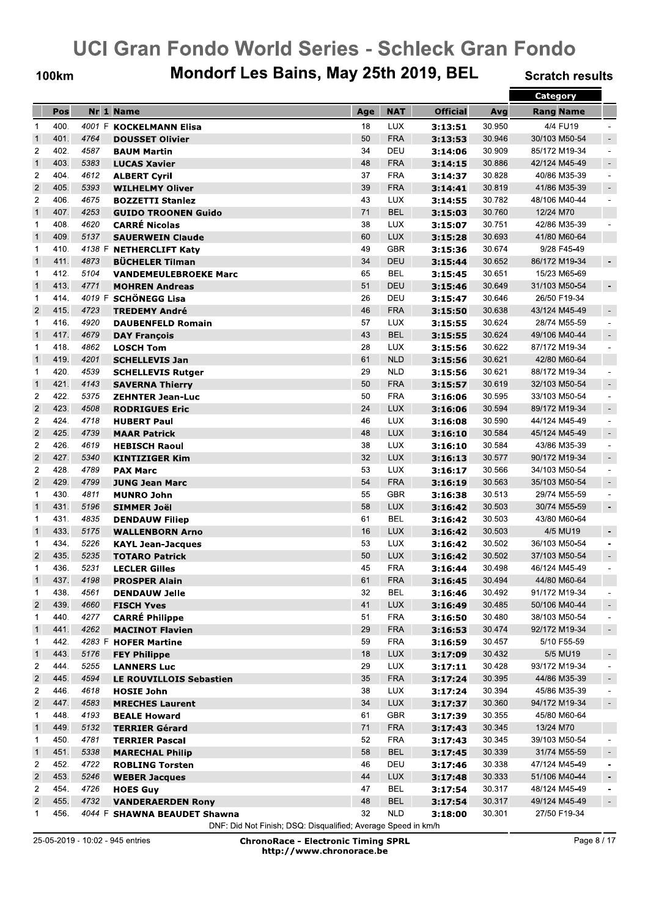# UCI Gran Fondo World Series - Schleck Gran Fondo

## Mondorf Les Bains, May 25th 2019, BEL

100km

Scratch results

| | Pos | Nr | 1 | Name | Age | NAT | Official | Avg | Category Rang Name | |
|---|---|---|---|---|---|---|---|---|---|---|
| 1 | 400. | 4001 | F | **KOCKELMANN Elisa** | 18 | LUX | **3:13:51** | 30.950 | 4/4 FU19 | - |
| 1 | 401. | 4764 | | **DOUSSET Olivier** | 50 | FRA | **3:13:53** | 30.946 | 30/103 M50-54 | - |
| 2 | 402. | 4587 | | **BAUM Martin** | 34 | DEU | **3:14:06** | 30.909 | 85/172 M19-34 | - |
| 1 | 403. | 5383 | | **LUCAS Xavier** | 48 | FRA | **3:14:15** | 30.886 | 42/124 M45-49 | - |
| 2 | 404. | 4612 | | **ALBERT Cyril** | 37 | FRA | **3:14:37** | 30.828 | 40/86 M35-39 | - |
| 2 | 405. | 5393 | | **WILHELMY Oliver** | 39 | FRA | **3:14:41** | 30.819 | 41/86 M35-39 | - |
| 2 | 406. | 4675 | | **BOZZETTI Stanlez** | 43 | LUX | **3:14:55** | 30.782 | 48/106 M40-44 | - |
| 1 | 407. | 4253 | | **GUIDO TROONEN Guido** | 71 | BEL | **3:15:03** | 30.760 | 12/24 M70 | |
| 1 | 408. | 4620 | | **CARRÉ Nicolas** | 38 | LUX | **3:15:07** | 30.751 | 42/86 M35-39 | - |
| 1 | 409. | 5137 | | **SAUERWEIN Claude** | 60 | LUX | **3:15:28** | 30.693 | 41/80 M60-64 | |
| 1 | 410. | 4138 | F | **NETHERCLIFT Katy** | 49 | GBR | **3:15:36** | 30.674 | 9/28 F45-49 | |
| 1 | 411. | 4873 | | **BÜCHELER Tilman** | 34 | DEU | **3:15:44** | 30.652 | 86/172 M19-34 | - |
| 1 | 412. | 5104 | | **VANDEMEULEBROEKE Marc** | 65 | BEL | **3:15:45** | 30.651 | 15/23 M65-69 | |
| 1 | 413. | 4771 | | **MOHREN Andreas** | 51 | DEU | **3:15:46** | 30.649 | 31/103 M50-54 | - |
| 1 | 414. | 4019 | F | **SCHÖNEGG Lisa** | 26 | DEU | **3:15:47** | 30.646 | 26/50 F19-34 | |
| 2 | 415. | 4723 | | **TREDEMY André** | 46 | FRA | **3:15:50** | 30.638 | 43/124 M45-49 | - |
| 1 | 416. | 4920 | | **DAUBENFELD Romain** | 57 | LUX | **3:15:55** | 30.624 | 28/74 M55-59 | - |
| 1 | 417. | 4679 | | **DAY François** | 43 | BEL | **3:15:55** | 30.624 | 49/106 M40-44 | - |
| 1 | 418. | 4862 | | **LOSCH Tom** | 28 | LUX | **3:15:56** | 30.622 | 87/172 M19-34 | - |
| 1 | 419. | 4201 | | **SCHELLEVIS Jan** | 61 | NLD | **3:15:56** | 30.621 | 42/80 M60-64 | |
| 1 | 420. | 4539 | | **SCHELLEVIS Rutger** | 29 | NLD | **3:15:56** | 30.621 | 88/172 M19-34 | - |
| 1 | 421. | 4143 | | **SAVERNA Thierry** | 50 | FRA | **3:15:57** | 30.619 | 32/103 M50-54 | - |
| 2 | 422. | 5375 | | **ZEHNTER Jean-Luc** | 50 | FRA | **3:16:06** | 30.595 | 33/103 M50-54 | - |
| 2 | 423. | 4508 | | **RODRIGUES Eric** | 24 | LUX | **3:16:06** | 30.594 | 89/172 M19-34 | - |
| 2 | 424. | 4718 | | **HUBERT Paul** | 46 | LUX | **3:16:08** | 30.590 | 44/124 M45-49 | - |
| 2 | 425. | 4739 | | **MAAR Patrick** | 48 | LUX | **3:16:10** | 30.584 | 45/124 M45-49 | - |
| 2 | 426. | 4619 | | **HEBISCH Raoul** | 38 | LUX | **3:16:10** | 30.584 | 43/86 M35-39 | - |
| 2 | 427. | 5340 | | **KINTZIGER Kim** | 32 | LUX | **3:16:13** | 30.577 | 90/172 M19-34 | - |
| 2 | 428. | 4789 | | **PAX Marc** | 53 | LUX | **3:16:17** | 30.566 | 34/103 M50-54 | - |
| 2 | 429. | 4799 | | **JUNG Jean Marc** | 54 | FRA | **3:16:19** | 30.563 | 35/103 M50-54 | - |
| 1 | 430. | 4811 | | **MUNRO John** | 55 | GBR | **3:16:38** | 30.513 | 29/74 M55-59 | - |
| 1 | 431. | 5196 | | **SIMMER Joël** | 58 | LUX | **3:16:42** | 30.503 | 30/74 M55-59 | - |
| 1 | 431. | 4835 | | **DENDAUW Filiep** | 61 | BEL | **3:16:42** | 30.503 | 43/80 M60-64 | |
| 1 | 433. | 5175 | | **WALLENBORN Arno** | 16 | LUX | **3:16:42** | 30.503 | 4/5 MU19 | - |
| 1 | 434. | 5226 | | **KAYL Jean-Jacques** | 53 | LUX | **3:16:42** | 30.502 | 36/103 M50-54 | - |
| 2 | 435. | 5235 | | **TOTARO Patrick** | 50 | LUX | **3:16:42** | 30.502 | 37/103 M50-54 | - |
| 1 | 436. | 5231 | | **LECLER Gilles** | 45 | FRA | **3:16:44** | 30.498 | 46/124 M45-49 | - |
| 1 | 437. | 4198 | | **PROSPER Alain** | 61 | FRA | **3:16:45** | 30.494 | 44/80 M60-64 | |
| 1 | 438. | 4561 | | **DENDAUW Jelle** | 32 | BEL | **3:16:46** | 30.492 | 91/172 M19-34 | - |
| 2 | 439. | 4660 | | **FISCH Yves** | 41 | LUX | **3:16:49** | 30.485 | 50/106 M40-44 | - |
| 1 | 440. | 4277 | | **CARRÉ Philippe** | 51 | FRA | **3:16:50** | 30.480 | 38/103 M50-54 | - |
| 1 | 441. | 4262 | | **MACINOT Flavien** | 29 | FRA | **3:16:53** | 30.474 | 92/172 M19-34 | - |
| 1 | 442. | 4283 | F | **HOFER Martine** | 59 | FRA | **3:16:59** | 30.457 | 5/10 F55-59 | |
| 1 | 443. | 5176 | | **FEY Philippe** | 18 | LUX | **3:17:09** | 30.432 | 5/5 MU19 | - |
| 2 | 444. | 5255 | | **LANNERS Luc** | 29 | LUX | **3:17:11** | 30.428 | 93/172 M19-34 | - |
| 2 | 445. | 4594 | | **LE ROUVILLOIS Sebastien** | 35 | FRA | **3:17:24** | 30.395 | 44/86 M35-39 | - |
| 2 | 446. | 4618 | | **HOSIE John** | 38 | LUX | **3:17:24** | 30.394 | 45/86 M35-39 | - |
| 2 | 447. | 4583 | | **MRECHES Laurent** | 34 | LUX | **3:17:37** | 30.360 | 94/172 M19-34 | - |
| 1 | 448. | 4193 | | **BEALE Howard** | 61 | GBR | **3:17:39** | 30.355 | 45/80 M60-64 | |
| 1 | 449. | 5132 | | **TERRIER Gérard** | 71 | FRA | **3:17:43** | 30.345 | 13/24 M70 | |
| 1 | 450. | 4781 | | **TERRIER Pascal** | 52 | FRA | **3:17:43** | 30.345 | 39/103 M50-54 | - |
| 1 | 451. | 5338 | | **MARECHAL Philip** | 58 | BEL | **3:17:45** | 30.339 | 31/74 M55-59 | - |
| 2 | 452. | 4722 | | **ROBLING Torsten** | 46 | DEU | **3:17:46** | 30.338 | 47/124 M45-49 | - |
| 2 | 453. | 5246 | | **WEBER Jacques** | 44 | LUX | **3:17:48** | 30.333 | 51/106 M40-44 | - |
| 2 | 454. | 4726 | | **HOES Guy** | 47 | BEL | **3:17:54** | 30.317 | 48/124 M45-49 | - |
| 2 | 455. | 4732 | | **VANDERAERDEN Rony** | 48 | BEL | **3:17:54** | 30.317 | 49/124 M45-49 | - |
| 1 | 456. | 4044 | F | **SHAWNA BEAUDET Shawna** | 32 | NLD | **3:18:00** | 30.301 | 27/50 F19-34 | |

DNF: Did Not Finish; DSQ: Disqualified; Average Speed in km/h

25-05-2019 - 10:02 - 945 entries

**ChronoRace - Electronic Timing SPRL**
**http://www.chronorace.be**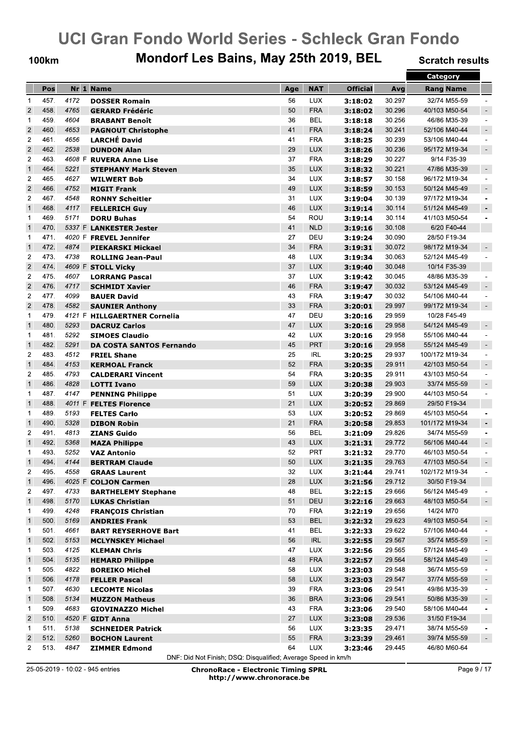# UCI Gran Fondo World Series - Schleck Gran Fondo

## 100km — Mondorf Les Bains, May 25th 2019, BEL — Scratch results

| | Pos | Nr | 1 | Name | Age | NAT | Official | Avg | Category Rang | Category Name | |
|---|---|---|---|---|---|---|---|---|---|---|---|
| 1 | 457. | 4172 | | DOSSER Romain | 56 | LUX | 3:18:02 | 30.297 | 32/74 | M55-59 | - |
| 2 | 458. | 4765 | | GERARD Frédéric | 50 | FRA | 3:18:02 | 30.296 | 40/103 | M50-54 | - |
| 1 | 459. | 4604 | | BRABANT Benoît | 36 | BEL | 3:18:18 | 30.256 | 46/86 | M35-39 | - |
| 2 | 460. | 4653 | | PAGNOUT Christophe | 41 | FRA | 3:18:24 | 30.241 | 52/106 | M40-44 | - |
| 2 | 461. | 4656 | | LARCHÉ David | 41 | FRA | 3:18:25 | 30.239 | 53/106 | M40-44 | - |
| 2 | 462. | 2538 | | DUNDON Alan | 29 | LUX | 3:18:26 | 30.236 | 95/172 | M19-34 | - |
| 2 | 463. | 4608 | F | RUVERA Anne Lise | 37 | FRA | 3:18:29 | 30.227 | 9/14 | F35-39 | |
| 1 | 464. | 5221 | | STEPHANY Mark Steven | 35 | LUX | 3:18:32 | 30.221 | 47/86 | M35-39 | - |
| 2 | 465. | 4627 | | WILWERT Bob | 34 | LUX | 3:18:57 | 30.158 | 96/172 | M19-34 | - |
| 2 | 466. | 4752 | | MIGIT Frank | 49 | LUX | 3:18:59 | 30.153 | 50/124 | M45-49 | - |
| 2 | 467. | 4548 | | RONNY Scheitler | 31 | LUX | 3:19:04 | 30.139 | 97/172 | M19-34 | - |
| 1 | 468. | 4117 | | FELLERICH Guy | 46 | LUX | 3:19:14 | 30.114 | 51/124 | M45-49 | - |
| 1 | 469. | 5171 | | DORU Buhas | 54 | ROU | 3:19:14 | 30.114 | 41/103 | M50-54 | - |
| 1 | 470. | 5337 | F | LANKESTER Jester | 41 | NLD | 3:19:16 | 30.108 | 6/20 | F40-44 | |
| 1 | 471. | 4020 | F | FREVEL Jennifer | 27 | DEU | 3:19:24 | 30.090 | 28/50 | F19-34 | |
| 1 | 472. | 4874 | | PIEKARSKI Mickael | 34 | FRA | 3:19:31 | 30.072 | 98/172 | M19-34 | - |
| 2 | 473. | 4738 | | ROLLING Jean-Paul | 48 | LUX | 3:19:34 | 30.063 | 52/124 | M45-49 | - |
| 2 | 474. | 4609 | F | STOLL Vicky | 37 | LUX | 3:19:40 | 30.048 | 10/14 | F35-39 | |
| 2 | 475. | 4607 | | LORRANG Pascal | 37 | LUX | 3:19:42 | 30.045 | 48/86 | M35-39 | - |
| 2 | 476. | 4717 | | SCHMIDT Xavier | 46 | FRA | 3:19:47 | 30.032 | 53/124 | M45-49 | - |
| 2 | 477. | 4099 | | BAUER David | 43 | FRA | 3:19:47 | 30.032 | 54/106 | M40-44 | - |
| 2 | 478. | 4582 | | SAUNIER Anthony | 33 | FRA | 3:20:01 | 29.997 | 99/172 | M19-34 | - |
| 1 | 479. | 4121 | F | HILLGAERTNER Cornelia | 47 | DEU | 3:20:16 | 29.959 | 10/28 | F45-49 | |
| 1 | 480. | 5293 | | DACRUZ Carlos | 47 | LUX | 3:20:16 | 29.958 | 54/124 | M45-49 | - |
| 1 | 481. | 5292 | | SIMOES Claudio | 42 | LUX | 3:20:16 | 29.958 | 55/106 | M40-44 | - |
| 1 | 482. | 5291 | | DA COSTA SANTOS Fernando | 45 | PRT | 3:20:16 | 29.958 | 55/124 | M45-49 | - |
| 2 | 483. | 4512 | | FRIEL Shane | 25 | IRL | 3:20:25 | 29.937 | 100/172 | M19-34 | - |
| 1 | 484. | 4153 | | KERMOAL Franck | 52 | FRA | 3:20:35 | 29.911 | 42/103 | M50-54 | - |
| 2 | 485. | 4793 | | CALDERARI Vincent | 54 | FRA | 3:20:35 | 29.911 | 43/103 | M50-54 | - |
| 1 | 486. | 4828 | | LOTTI Ivano | 59 | LUX | 3:20:38 | 29.903 | 33/74 | M55-59 | - |
| 1 | 487. | 4147 | | PENNING Philippe | 51 | LUX | 3:20:39 | 29.900 | 44/103 | M50-54 | - |
| 1 | 488. | 4011 | F | FELTES Florence | 21 | LUX | 3:20:52 | 29.869 | 29/50 | F19-34 | |
| 1 | 489. | 5193 | | FELTES Carlo | 53 | LUX | 3:20:52 | 29.869 | 45/103 | M50-54 | - |
| 1 | 490. | 5328 | | DIBON Robin | 21 | FRA | 3:20:58 | 29.853 | 101/172 | M19-34 | - |
| 2 | 491. | 4813 | | ZIANS Guido | 56 | BEL | 3:21:09 | 29.826 | 34/74 | M55-59 | - |
| 1 | 492. | 5368 | | MAZA Philippe | 43 | LUX | 3:21:31 | 29.772 | 56/106 | M40-44 | - |
| 1 | 493. | 5252 | | VAZ Antonio | 52 | PRT | 3:21:32 | 29.770 | 46/103 | M50-54 | - |
| 1 | 494. | 4144 | | BERTRAM Claude | 50 | LUX | 3:21:35 | 29.763 | 47/103 | M50-54 | - |
| 2 | 495. | 4558 | | GRAAS Laurent | 32 | LUX | 3:21:44 | 29.741 | 102/172 | M19-34 | - |
| 1 | 496. | 4025 | F | COLJON Carmen | 28 | LUX | 3:21:56 | 29.712 | 30/50 | F19-34 | |
| 2 | 497. | 4733 | | BARTHELEMY Stephane | 48 | BEL | 3:22:15 | 29.666 | 56/124 | M45-49 | - |
| 1 | 498. | 5170 | | LUKAS Christian | 51 | DEU | 3:22:16 | 29.663 | 48/103 | M50-54 | - |
| 1 | 499. | 4248 | | FRANÇOIS Christian | 70 | FRA | 3:22:19 | 29.656 | 14/24 | M70 | |
| 1 | 500. | 5169 | | ANDRIES Frank | 53 | BEL | 3:22:32 | 29.623 | 49/103 | M50-54 | - |
| 1 | 501. | 4661 | | BART REYSERHOVE Bart | 41 | BEL | 3:22:33 | 29.622 | 57/106 | M40-44 | - |
| 1 | 502. | 5153 | | MCLYNSKEY Michael | 56 | IRL | 3:22:55 | 29.567 | 35/74 | M55-59 | - |
| 1 | 503. | 4125 | | KLEMAN Chris | 47 | LUX | 3:22:56 | 29.565 | 57/124 | M45-49 | - |
| 1 | 504. | 5135 | | HEMARD Philippe | 48 | FRA | 3:22:57 | 29.564 | 58/124 | M45-49 | - |
| 1 | 505. | 4822 | | BOREIKO Michel | 58 | LUX | 3:23:03 | 29.548 | 36/74 | M55-59 | - |
| 1 | 506. | 4178 | | FELLER Pascal | 58 | LUX | 3:23:03 | 29.547 | 37/74 | M55-59 | - |
| 1 | 507. | 4630 | | LECOMTE Nicolas | 39 | FRA | 3:23:06 | 29.541 | 49/86 | M35-39 | - |
| 1 | 508. | 5134 | | MUZZON Matheus | 36 | BRA | 3:23:06 | 29.541 | 50/86 | M35-39 | - |
| 1 | 509. | 4683 | | GIOVINAZZO Michel | 43 | FRA | 3:23:06 | 29.540 | 58/106 | M40-44 | - |
| 2 | 510. | 4520 | F | GIDT Anna | 27 | LUX | 3:23:08 | 29.536 | 31/50 | F19-34 | |
| 1 | 511. | 5138 | | SCHNEIDER Patrick | 56 | LUX | 3:23:35 | 29.471 | 38/74 | M55-59 | - |
| 2 | 512. | 5260 | | BOCHON Laurent | 55 | FRA | 3:23:39 | 29.461 | 39/74 | M55-59 | - |
| 2 | 513. | 4847 | | ZIMMER Edmond | 64 | LUX | 3:23:46 | 29.445 | 46/80 | M60-64 | |

DNF: Did Not Finish; DSQ: Disqualified; Average Speed in km/h

25-05-2019 - 10:02 - 945 entries

ChronoRace - Electronic Timing SPRL
http://www.chronorace.be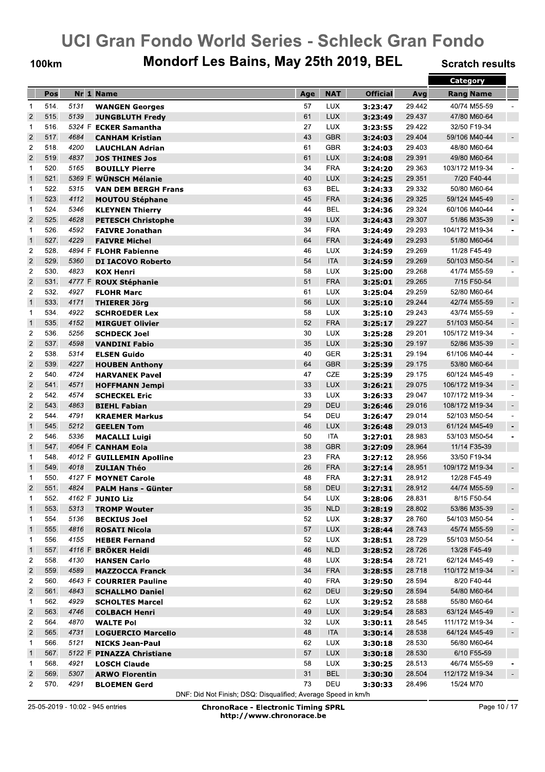# UCI Gran Fondo World Series - Schleck Gran Fondo

## 100km — Mondorf Les Bains, May 25th 2019, BEL — Scratch results

| | Pos | Nr | 1 | Name | Age | NAT | Official | Avg | Category Rang | Category Name | |
|---|---|---|---|---|---|---|---|---|---|---|---|
| 1 | 514. | 5131 | | WANGEN Georges | 57 | LUX | 3:23:47 | 29.442 | 40/74 | M55-59 | - |
| 2 | 515. | 5139 | | JUNGBLUTH Fredy | 61 | LUX | 3:23:49 | 29.437 | 47/80 | M60-64 | |
| 1 | 516. | 5324 | F | ECKER Samantha | 27 | LUX | 3:23:55 | 29.422 | 32/50 | F19-34 | |
| 2 | 517. | 4684 | | CANHAM Kristian | 43 | GBR | 3:24:03 | 29.404 | 59/106 | M40-44 | - |
| 2 | 518. | 4200 | | LAUCHLAN Adrian | 61 | GBR | 3:24:03 | 29.403 | 48/80 | M60-64 | |
| 2 | 519. | 4837 | | JOS THINES Jos | 61 | LUX | 3:24:08 | 29.391 | 49/80 | M60-64 | |
| 1 | 520. | 5165 | | BOUILLY Pierre | 34 | FRA | 3:24:20 | 29.363 | 103/172 | M19-34 | - |
| 1 | 521. | 5369 | F | WÜNSCH Mélanie | 40 | LUX | 3:24:25 | 29.351 | 7/20 | F40-44 | |
| 1 | 522. | 5315 | | VAN DEM BERGH Frans | 63 | BEL | 3:24:33 | 29.332 | 50/80 | M60-64 | |
| 1 | 523. | 4112 | | MOUTOU Stéphane | 45 | FRA | 3:24:36 | 29.325 | 59/124 | M45-49 | - |
| 1 | 524. | 5346 | | KLEYNEN Thierry | 44 | BEL | 3:24:36 | 29.324 | 60/106 | M40-44 | - |
| 2 | 525. | 4628 | | PETESCH Christophe | 39 | LUX | 3:24:43 | 29.307 | 51/86 | M35-39 | - |
| 1 | 526. | 4592 | | FAIVRE Jonathan | 34 | FRA | 3:24:49 | 29.293 | 104/172 | M19-34 | - |
| 1 | 527. | 4229 | | FAIVRE Michel | 64 | FRA | 3:24:49 | 29.293 | 51/80 | M60-64 | |
| 2 | 528. | 4894 | F | FLOHR Fabienne | 46 | LUX | 3:24:59 | 29.269 | 11/28 | F45-49 | |
| 2 | 529. | 5360 | | DI IACOVO Roberto | 54 | ITA | 3:24:59 | 29.269 | 50/103 | M50-54 | - |
| 2 | 530. | 4823 | | KOX Henri | 58 | LUX | 3:25:00 | 29.268 | 41/74 | M55-59 | - |
| 2 | 531. | 4777 | F | ROUX Stéphanie | 51 | FRA | 3:25:01 | 29.265 | 7/15 | F50-54 | |
| 2 | 532. | 4927 | | FLOHR Marc | 61 | LUX | 3:25:04 | 29.259 | 52/80 | M60-64 | |
| 1 | 533. | 4171 | | THIERER Jörg | 56 | LUX | 3:25:10 | 29.244 | 42/74 | M55-59 | - |
| 1 | 534. | 4922 | | SCHROEDER Lex | 58 | LUX | 3:25:10 | 29.243 | 43/74 | M55-59 | - |
| 1 | 535. | 4152 | | MIRGUET Olivier | 52 | FRA | 3:25:17 | 29.227 | 51/103 | M50-54 | - |
| 2 | 536. | 5256 | | SCHDECK Joel | 30 | LUX | 3:25:28 | 29.201 | 105/172 | M19-34 | - |
| 2 | 537. | 4598 | | VANDINI Fabio | 35 | LUX | 3:25:30 | 29.197 | 52/86 | M35-39 | - |
| 2 | 538. | 5314 | | ELSEN Guido | 40 | GER | 3:25:31 | 29.194 | 61/106 | M40-44 | - |
| 2 | 539. | 4227 | | HOUBEN Anthony | 64 | GBR | 3:25:39 | 29.175 | 53/80 | M60-64 | |
| 2 | 540. | 4724 | | HARVANEK Pavel | 47 | CZE | 3:25:39 | 29.175 | 60/124 | M45-49 | - |
| 2 | 541. | 4571 | | HOFFMANN Jempi | 33 | LUX | 3:26:21 | 29.075 | 106/172 | M19-34 | - |
| 2 | 542. | 4574 | | SCHECKEL Eric | 33 | LUX | 3:26:33 | 29.047 | 107/172 | M19-34 | - |
| 2 | 543. | 4863 | | BIEHL Fabian | 29 | DEU | 3:26:46 | 29.016 | 108/172 | M19-34 | - |
| 2 | 544. | 4791 | | KRAEMER Markus | 54 | DEU | 3:26:47 | 29.014 | 52/103 | M50-54 | - |
| 1 | 545. | 5212 | | GEELEN Tom | 46 | LUX | 3:26:48 | 29.013 | 61/124 | M45-49 | - |
| 2 | 546. | 5336 | | MACALLI Luigi | 50 | ITA | 3:27:01 | 28.983 | 53/103 | M50-54 | - |
| 1 | 547. | 4064 | F | CANHAM Eola | 38 | GBR | 3:27:09 | 28.964 | 11/14 | F35-39 | |
| 1 | 548. | 4012 | F | GUILLEMIN Apolline | 23 | FRA | 3:27:12 | 28.956 | 33/50 | F19-34 | |
| 1 | 549. | 4018 | | ZULIAN Théo | 26 | FRA | 3:27:14 | 28.951 | 109/172 | M19-34 | - |
| 1 | 550. | 4127 | F | MOYNET Carole | 48 | FRA | 3:27:31 | 28.912 | 12/28 | F45-49 | |
| 2 | 551. | 4824 | | PALM Hans - Günter | 58 | DEU | 3:27:31 | 28.912 | 44/74 | M55-59 | - |
| 1 | 552. | 4162 | F | JUNIO Liz | 54 | LUX | 3:28:06 | 28.831 | 8/15 | F50-54 | |
| 1 | 553. | 5313 | | TROMP Wouter | 35 | NLD | 3:28:19 | 28.802 | 53/86 | M35-39 | - |
| 1 | 554. | 5136 | | BECKIUS Joel | 52 | LUX | 3:28:37 | 28.760 | 54/103 | M50-54 | - |
| 1 | 555. | 4816 | | ROSATI Nicola | 57 | LUX | 3:28:44 | 28.743 | 45/74 | M55-59 | - |
| 1 | 556. | 4155 | | HEBER Fernand | 52 | LUX | 3:28:51 | 28.729 | 55/103 | M50-54 | - |
| 1 | 557. | 4116 | F | BRÖKER Heidi | 46 | NLD | 3:28:52 | 28.726 | 13/28 | F45-49 | |
| 2 | 558. | 4130 | | HANSEN Carlo | 48 | LUX | 3:28:54 | 28.721 | 62/124 | M45-49 | - |
| 2 | 559. | 4589 | | MAZZOCCA Franck | 34 | FRA | 3:28:55 | 28.718 | 110/172 | M19-34 | - |
| 2 | 560. | 4643 | F | COURRIER Pauline | 40 | FRA | 3:29:50 | 28.594 | 8/20 | F40-44 | |
| 2 | 561. | 4843 | | SCHALLMO Daniel | 62 | DEU | 3:29:50 | 28.594 | 54/80 | M60-64 | |
| 1 | 562. | 4929 | | SCHOLTES Marcel | 62 | LUX | 3:29:52 | 28.588 | 55/80 | M60-64 | |
| 2 | 563. | 4746 | | COLBACH Henri | 49 | LUX | 3:29:54 | 28.583 | 63/124 | M45-49 | - |
| 2 | 564. | 4870 | | WALTE Pol | 32 | LUX | 3:30:11 | 28.545 | 111/172 | M19-34 | - |
| 2 | 565. | 4731 | | LOGUERCIO Marcello | 48 | ITA | 3:30:14 | 28.538 | 64/124 | M45-49 | - |
| 1 | 566. | 5121 | | NICKS Jean-Paul | 62 | LUX | 3:30:18 | 28.530 | 56/80 | M60-64 | |
| 1 | 567. | 5122 | F | PINAZZA Christiane | 57 | LUX | 3:30:18 | 28.530 | 6/10 | F55-59 | |
| 1 | 568. | 4921 | | LOSCH Claude | 58 | LUX | 3:30:25 | 28.513 | 46/74 | M55-59 | - |
| 2 | 569. | 5307 | | ARWO Florentin | 31 | BEL | 3:30:30 | 28.504 | 112/172 | M19-34 | - |
| 2 | 570. | 4291 | | BLOEMEN Gerd | 73 | DEU | 3:30:33 | 28.496 | 15/24 | M70 | |

DNF: Did Not Finish; DSQ: Disqualified; Average Speed in km/h

25-05-2019 - 10:02 - 945 entries

ChronoRace - Electronic Timing SPRL
http://www.chronorace.be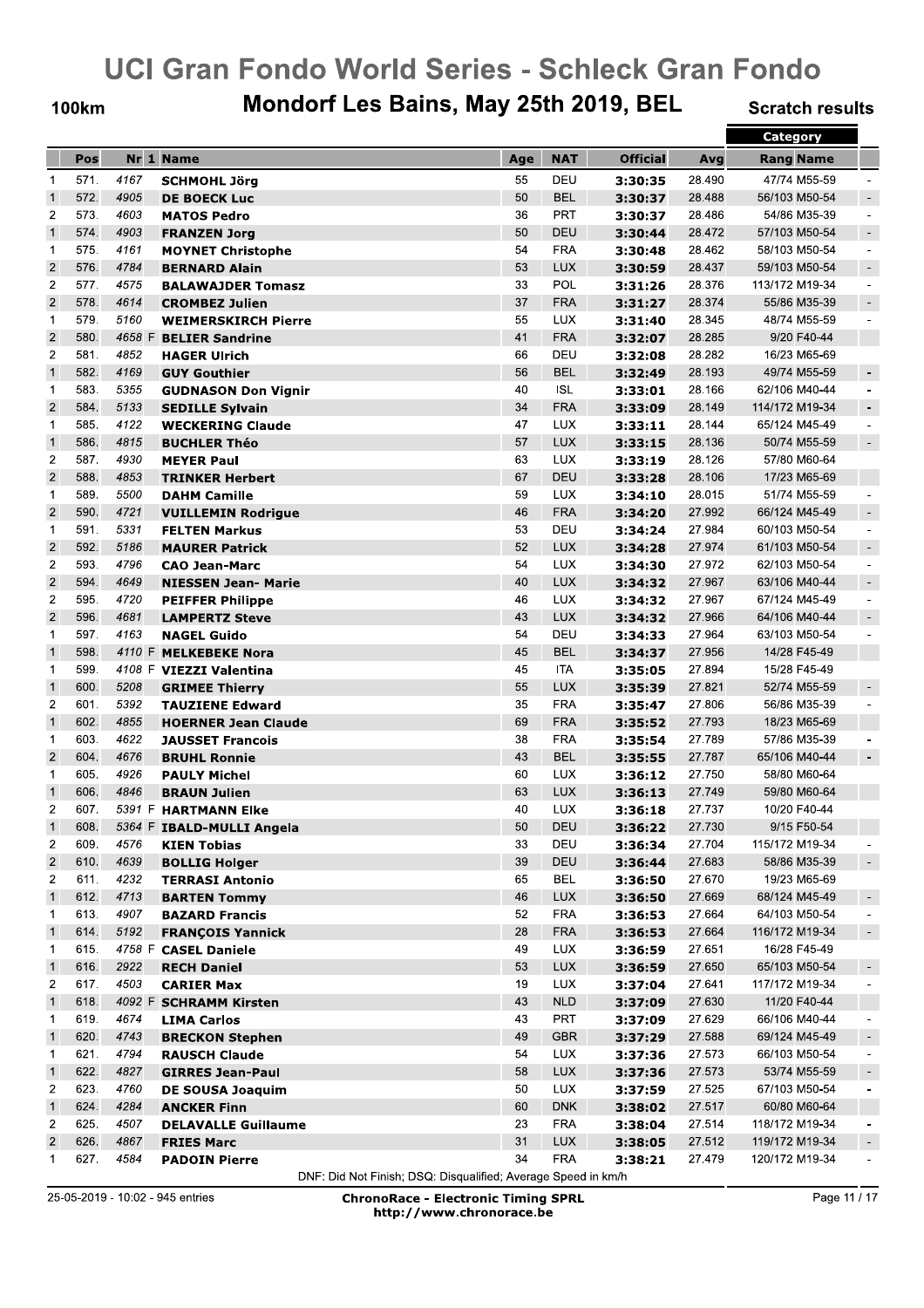# UCI Gran Fondo World Series - Schleck Gran Fondo

## Mondorf Les Bains, May 25th 2019, BEL

100km — Scratch results

| | Pos | Nr | 1 | Name | Age | NAT | Official | Avg | Category Rang | Category Name | |
|---|---|---|---|---|---|---|---|---|---|---|---|
| 1 | 571. | 4167 | | SCHMOHL Jörg | 55 | DEU | 3:30:35 | 28.490 | 47/74 | M55-59 | - |
| 1 | 572. | 4905 | | DE BOECK Luc | 50 | BEL | 3:30:37 | 28.488 | 56/103 | M50-54 | - |
| 2 | 573. | 4603 | | MATOS Pedro | 36 | PRT | 3:30:37 | 28.486 | 54/86 | M35-39 | - |
| 1 | 574. | 4903 | | FRANZEN Jorg | 50 | DEU | 3:30:44 | 28.472 | 57/103 | M50-54 | - |
| 1 | 575. | 4161 | | MOYNET Christophe | 54 | FRA | 3:30:48 | 28.462 | 58/103 | M50-54 | - |
| 2 | 576. | 4784 | | BERNARD Alain | 53 | LUX | 3:30:59 | 28.437 | 59/103 | M50-54 | - |
| 2 | 577. | 4575 | | BALAWAJDER Tomasz | 33 | POL | 3:31:26 | 28.376 | 113/172 | M19-34 | - |
| 2 | 578. | 4614 | | CROMBEZ Julien | 37 | FRA | 3:31:27 | 28.374 | 55/86 | M35-39 | - |
| 1 | 579. | 5160 | | WEIMERSKIRCH Pierre | 55 | LUX | 3:31:40 | 28.345 | 48/74 | M55-59 | - |
| 2 | 580. | 4658 | F | BELIER Sandrine | 41 | FRA | 3:32:07 | 28.285 | 9/20 | F40-44 | |
| 2 | 581. | 4852 | | HAGER Ulrich | 66 | DEU | 3:32:08 | 28.282 | 16/23 | M65-69 | |
| 1 | 582. | 4169 | | GUY Gouthier | 56 | BEL | 3:32:49 | 28.193 | 49/74 | M55-59 | - |
| 1 | 583. | 5355 | | GUDNASON Don Vignir | 40 | ISL | 3:33:01 | 28.166 | 62/106 | M40-44 | - |
| 2 | 584. | 5133 | | SEDILLE Sylvain | 34 | FRA | 3:33:09 | 28.149 | 114/172 | M19-34 | - |
| 1 | 585. | 4122 | | WECKERING Claude | 47 | LUX | 3:33:11 | 28.144 | 65/124 | M45-49 | - |
| 1 | 586. | 4815 | | BUCHLER Théo | 57 | LUX | 3:33:15 | 28.136 | 50/74 | M55-59 | - |
| 2 | 587. | 4930 | | MEYER Paul | 63 | LUX | 3:33:19 | 28.126 | 57/80 | M60-64 | |
| 2 | 588. | 4853 | | TRINKER Herbert | 67 | DEU | 3:33:28 | 28.106 | 17/23 | M65-69 | |
| 1 | 589. | 5500 | | DAHM Camille | 59 | LUX | 3:34:10 | 28.015 | 51/74 | M55-59 | - |
| 2 | 590. | 4721 | | VUILLEMIN Rodrigue | 46 | FRA | 3:34:20 | 27.992 | 66/124 | M45-49 | - |
| 1 | 591. | 5331 | | FELTEN Markus | 53 | DEU | 3:34:24 | 27.984 | 60/103 | M50-54 | - |
| 2 | 592. | 5186 | | MAURER Patrick | 52 | LUX | 3:34:28 | 27.974 | 61/103 | M50-54 | - |
| 2 | 593. | 4796 | | CAO Jean-Marc | 54 | LUX | 3:34:30 | 27.972 | 62/103 | M50-54 | - |
| 2 | 594. | 4649 | | NIESSEN Jean- Marie | 40 | LUX | 3:34:32 | 27.967 | 63/106 | M40-44 | - |
| 2 | 595. | 4720 | | PEIFFER Philippe | 46 | LUX | 3:34:32 | 27.967 | 67/124 | M45-49 | - |
| 2 | 596. | 4681 | | LAMPERTZ Steve | 43 | LUX | 3:34:32 | 27.966 | 64/106 | M40-44 | - |
| 1 | 597. | 4163 | | NAGEL Guido | 54 | DEU | 3:34:33 | 27.964 | 63/103 | M50-54 | - |
| 1 | 598. | 4110 | F | MELKEBEKE Nora | 45 | BEL | 3:34:37 | 27.956 | 14/28 | F45-49 | |
| 1 | 599. | 4108 | F | VIEZZI Valentina | 45 | ITA | 3:35:05 | 27.894 | 15/28 | F45-49 | |
| 1 | 600. | 5208 | | GRIMEE Thierry | 55 | LUX | 3:35:39 | 27.821 | 52/74 | M55-59 | - |
| 2 | 601. | 5392 | | TAUZIENE Edward | 35 | FRA | 3:35:47 | 27.806 | 56/86 | M35-39 | - |
| 1 | 602. | 4855 | | HOERNER Jean Claude | 69 | FRA | 3:35:52 | 27.793 | 18/23 | M65-69 | |
| 1 | 603. | 4622 | | JAUSSET Francois | 38 | FRA | 3:35:54 | 27.789 | 57/86 | M35-39 | - |
| 2 | 604. | 4676 | | BRUHL Ronnie | 43 | BEL | 3:35:55 | 27.787 | 65/106 | M40-44 | - |
| 1 | 605. | 4926 | | PAULY Michel | 60 | LUX | 3:36:12 | 27.750 | 58/80 | M60-64 | |
| 1 | 606. | 4846 | | BRAUN Julien | 63 | LUX | 3:36:13 | 27.749 | 59/80 | M60-64 | |
| 2 | 607. | 5391 | F | HARTMANN Elke | 40 | LUX | 3:36:18 | 27.737 | 10/20 | F40-44 | |
| 1 | 608. | 5364 | F | IBALD-MULLI Angela | 50 | DEU | 3:36:22 | 27.730 | 9/15 | F50-54 | |
| 2 | 609. | 4576 | | KIEN Tobias | 33 | DEU | 3:36:34 | 27.704 | 115/172 | M19-34 | - |
| 2 | 610. | 4639 | | BOLLIG Holger | 39 | DEU | 3:36:44 | 27.683 | 58/86 | M35-39 | - |
| 2 | 611. | 4232 | | TERRASI Antonio | 65 | BEL | 3:36:50 | 27.670 | 19/23 | M65-69 | |
| 1 | 612. | 4713 | | BARTEN Tommy | 46 | LUX | 3:36:50 | 27.669 | 68/124 | M45-49 | - |
| 1 | 613. | 4907 | | BAZARD Francis | 52 | FRA | 3:36:53 | 27.664 | 64/103 | M50-54 | - |
| 1 | 614. | 5192 | | FRANÇOIS Yannick | 28 | FRA | 3:36:53 | 27.664 | 116/172 | M19-34 | - |
| 1 | 615. | 4758 | F | CASEL Daniele | 49 | LUX | 3:36:59 | 27.651 | 16/28 | F45-49 | |
| 1 | 616. | 2922 | | RECH Daniel | 53 | LUX | 3:36:59 | 27.650 | 65/103 | M50-54 | - |
| 2 | 617. | 4503 | | CARIER Max | 19 | LUX | 3:37:04 | 27.641 | 117/172 | M19-34 | - |
| 1 | 618. | 4092 | F | SCHRAMM Kirsten | 43 | NLD | 3:37:09 | 27.630 | 11/20 | F40-44 | |
| 1 | 619. | 4674 | | LIMA Carlos | 43 | PRT | 3:37:09 | 27.629 | 66/106 | M40-44 | - |
| 1 | 620. | 4743 | | BRECKON Stephen | 49 | GBR | 3:37:29 | 27.588 | 69/124 | M45-49 | - |
| 1 | 621. | 4794 | | RAUSCH Claude | 54 | LUX | 3:37:36 | 27.573 | 66/103 | M50-54 | - |
| 1 | 622. | 4827 | | GIRRES Jean-Paul | 58 | LUX | 3:37:36 | 27.573 | 53/74 | M55-59 | - |
| 2 | 623. | 4760 | | DE SOUSA Joaquim | 50 | LUX | 3:37:59 | 27.525 | 67/103 | M50-54 | - |
| 1 | 624. | 4284 | | ANCKER Finn | 60 | DNK | 3:38:02 | 27.517 | 60/80 | M60-64 | |
| 2 | 625. | 4507 | | DELAVALLE Guillaume | 23 | FRA | 3:38:04 | 27.514 | 118/172 | M19-34 | - |
| 2 | 626. | 4867 | | FRIES Marc | 31 | LUX | 3:38:05 | 27.512 | 119/172 | M19-34 | - |
| 1 | 627. | 4584 | | PADOIN Pierre | 34 | FRA | 3:38:21 | 27.479 | 120/172 | M19-34 | - |

DNF: Did Not Finish; DSQ: Disqualified; Average Speed in km/h

25-05-2019 - 10:02 - 945 entries

ChronoRace - Electronic Timing SPRL
http://www.chronorace.be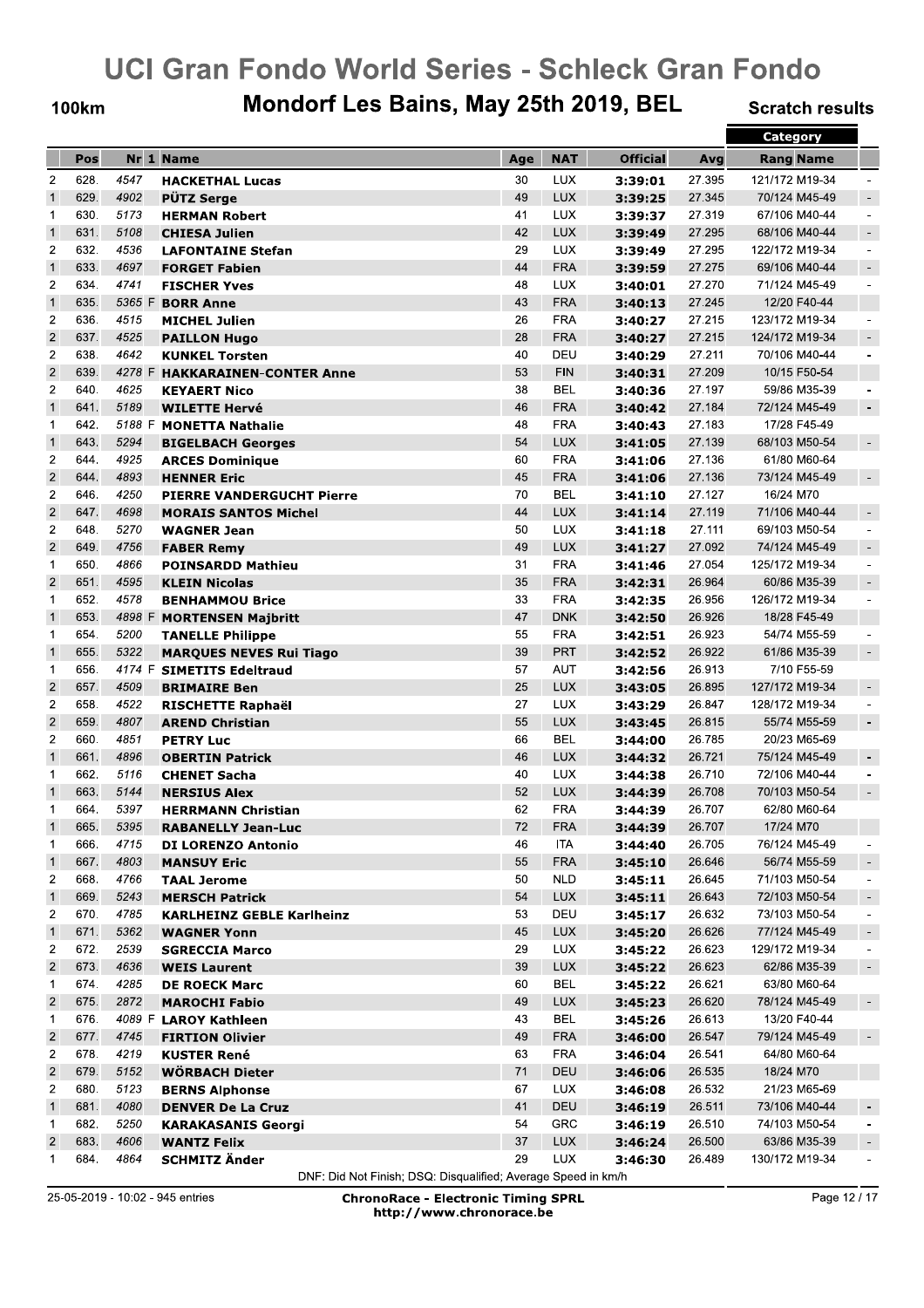# UCI Gran Fondo World Series - Schleck Gran Fondo

## 100km — Mondorf Les Bains, May 25th 2019, BEL — Scratch results

| | Pos | Nr | 1 | Name | Age | NAT | Official | Avg | Category Rang | Category Name | |
|---|---|---|---|---|---|---|---|---|---|---|---|
| 2 | 628. | 4547 | | HACKETHAL Lucas | 30 | LUX | 3:39:01 | 27.395 | 121/172 | M19-34 | - |
| 1 | 629. | 4902 | | PÜTZ Serge | 49 | LUX | 3:39:25 | 27.345 | 70/124 | M45-49 | - |
| 1 | 630. | 5173 | | HERMAN Robert | 41 | LUX | 3:39:37 | 27.319 | 67/106 | M40-44 | - |
| 1 | 631. | 5108 | | CHIESA Julien | 42 | LUX | 3:39:49 | 27.295 | 68/106 | M40-44 | - |
| 2 | 632. | 4536 | | LAFONTAINE Stefan | 29 | LUX | 3:39:49 | 27.295 | 122/172 | M19-34 | - |
| 1 | 633. | 4697 | | FORGET Fabien | 44 | FRA | 3:39:59 | 27.275 | 69/106 | M40-44 | - |
| 2 | 634. | 4741 | | FISCHER Yves | 48 | LUX | 3:40:01 | 27.270 | 71/124 | M45-49 | - |
| 1 | 635. | 5365 | F | BORR Anne | 43 | FRA | 3:40:13 | 27.245 | 12/20 | F40-44 | |
| 2 | 636. | 4515 | | MICHEL Julien | 26 | FRA | 3:40:27 | 27.215 | 123/172 | M19-34 | - |
| 2 | 637. | 4525 | | PAILLON Hugo | 28 | FRA | 3:40:27 | 27.215 | 124/172 | M19-34 | - |
| 2 | 638. | 4642 | | KUNKEL Torsten | 40 | DEU | 3:40:29 | 27.211 | 70/106 | M40-44 | - |
| 2 | 639. | 4278 | F | HAKKARAINEN-CONTER Anne | 53 | FIN | 3:40:31 | 27.209 | 10/15 | F50-54 | |
| 2 | 640. | 4625 | | KEYAERT Nico | 38 | BEL | 3:40:36 | 27.197 | 59/86 | M35-39 | - |
| 1 | 641. | 5189 | | WILETTE Hervé | 46 | FRA | 3:40:42 | 27.184 | 72/124 | M45-49 | - |
| 1 | 642. | 5188 | F | MONETTA Nathalie | 48 | FRA | 3:40:43 | 27.183 | 17/28 | F45-49 | |
| 1 | 643. | 5294 | | BIGELBACH Georges | 54 | LUX | 3:41:05 | 27.139 | 68/103 | M50-54 | - |
| 2 | 644. | 4925 | | ARCES Dominique | 60 | FRA | 3:41:06 | 27.136 | 61/80 | M60-64 | |
| 2 | 644. | 4893 | | HENNER Eric | 45 | FRA | 3:41:06 | 27.136 | 73/124 | M45-49 | - |
| 2 | 646. | 4250 | | PIERRE VANDERGUCHT Pierre | 70 | BEL | 3:41:10 | 27.127 | 16/24 | M70 | |
| 2 | 647. | 4698 | | MORAIS SANTOS Michel | 44 | LUX | 3:41:14 | 27.119 | 71/106 | M40-44 | - |
| 2 | 648. | 5270 | | WAGNER Jean | 50 | LUX | 3:41:18 | 27.111 | 69/103 | M50-54 | - |
| 2 | 649. | 4756 | | FABER Remy | 49 | LUX | 3:41:27 | 27.092 | 74/124 | M45-49 | - |
| 1 | 650. | 4866 | | POINSARDD Mathieu | 31 | FRA | 3:41:46 | 27.054 | 125/172 | M19-34 | - |
| 2 | 651. | 4595 | | KLEIN Nicolas | 35 | FRA | 3:42:31 | 26.964 | 60/86 | M35-39 | - |
| 1 | 652. | 4578 | | BENHAMMOU Brice | 33 | FRA | 3:42:35 | 26.956 | 126/172 | M19-34 | - |
| 1 | 653. | 4898 | F | MORTENSEN Majbritt | 47 | DNK | 3:42:50 | 26.926 | 18/28 | F45-49 | |
| 1 | 654. | 5200 | | TANELLE Philippe | 55 | FRA | 3:42:51 | 26.923 | 54/74 | M55-59 | - |
| 1 | 655. | 5322 | | MARQUES NEVES Rui Tiago | 39 | PRT | 3:42:52 | 26.922 | 61/86 | M35-39 | - |
| 1 | 656. | 4174 | F | SIMETITS Edeltraud | 57 | AUT | 3:42:56 | 26.913 | 7/10 | F55-59 | |
| 2 | 657. | 4509 | | BRIMAIRE Ben | 25 | LUX | 3:43:05 | 26.895 | 127/172 | M19-34 | - |
| 2 | 658. | 4522 | | RISCHETTE Raphaël | 27 | LUX | 3:43:29 | 26.847 | 128/172 | M19-34 | - |
| 2 | 659. | 4807 | | AREND Christian | 55 | LUX | 3:43:45 | 26.815 | 55/74 | M55-59 | - |
| 2 | 660. | 4851 | | PETRY Luc | 66 | BEL | 3:44:00 | 26.785 | 20/23 | M65-69 | |
| 1 | 661. | 4896 | | OBERTIN Patrick | 46 | LUX | 3:44:32 | 26.721 | 75/124 | M45-49 | - |
| 1 | 662. | 5116 | | CHENET Sacha | 40 | LUX | 3:44:38 | 26.710 | 72/106 | M40-44 | - |
| 1 | 663. | 5144 | | NERSIUS Alex | 52 | LUX | 3:44:39 | 26.708 | 70/103 | M50-54 | - |
| 1 | 664. | 5397 | | HERRMANN Christian | 62 | FRA | 3:44:39 | 26.707 | 62/80 | M60-64 | |
| 1 | 665. | 5395 | | RABANELLY Jean-Luc | 72 | FRA | 3:44:39 | 26.707 | 17/24 | M70 | |
| 1 | 666. | 4715 | | DI LORENZO Antonio | 46 | ITA | 3:44:40 | 26.705 | 76/124 | M45-49 | - |
| 1 | 667. | 4803 | | MANSUY Eric | 55 | FRA | 3:45:10 | 26.646 | 56/74 | M55-59 | - |
| 2 | 668. | 4766 | | TAAL Jerome | 50 | NLD | 3:45:11 | 26.645 | 71/103 | M50-54 | - |
| 1 | 669. | 5243 | | MERSCH Patrick | 54 | LUX | 3:45:11 | 26.643 | 72/103 | M50-54 | - |
| 2 | 670. | 4785 | | KARLHEINZ GEBLE Karlheinz | 53 | DEU | 3:45:17 | 26.632 | 73/103 | M50-54 | - |
| 1 | 671. | 5362 | | WAGNER Yonn | 45 | LUX | 3:45:20 | 26.626 | 77/124 | M45-49 | - |
| 2 | 672. | 2539 | | SGRECCIA Marco | 29 | LUX | 3:45:22 | 26.623 | 129/172 | M19-34 | - |
| 2 | 673. | 4636 | | WEIS Laurent | 39 | LUX | 3:45:22 | 26.623 | 62/86 | M35-39 | - |
| 1 | 674. | 4285 | | DE ROECK Marc | 60 | BEL | 3:45:22 | 26.621 | 63/80 | M60-64 | |
| 2 | 675. | 2872 | | MAROCHI Fabio | 49 | LUX | 3:45:23 | 26.620 | 78/124 | M45-49 | - |
| 1 | 676. | 4089 | F | LAROY Kathleen | 43 | BEL | 3:45:26 | 26.613 | 13/20 | F40-44 | |
| 2 | 677. | 4745 | | FIRTION Olivier | 49 | FRA | 3:46:00 | 26.547 | 79/124 | M45-49 | - |
| 2 | 678. | 4219 | | KUSTER René | 63 | FRA | 3:46:04 | 26.541 | 64/80 | M60-64 | |
| 2 | 679. | 5152 | | WÖRBACH Dieter | 71 | DEU | 3:46:06 | 26.535 | 18/24 | M70 | |
| 2 | 680. | 5123 | | BERNS Alphonse | 67 | LUX | 3:46:08 | 26.532 | 21/23 | M65-69 | |
| 1 | 681. | 4080 | | DENVER De La Cruz | 41 | DEU | 3:46:19 | 26.511 | 73/106 | M40-44 | - |
| 1 | 682. | 5250 | | KARAKASANIS Georgi | 54 | GRC | 3:46:19 | 26.510 | 74/103 | M50-54 | - |
| 2 | 683. | 4606 | | WANTZ Felix | 37 | LUX | 3:46:24 | 26.500 | 63/86 | M35-39 | - |
| 1 | 684. | 4864 | | SCHMITZ Änder | 29 | LUX | 3:46:30 | 26.489 | 130/172 | M19-34 | - |

DNF: Did Not Finish; DSQ: Disqualified; Average Speed in km/h

25-05-2019 - 10:02 - 945 entries

ChronoRace - Electronic Timing SPRL
http://www.chronorace.be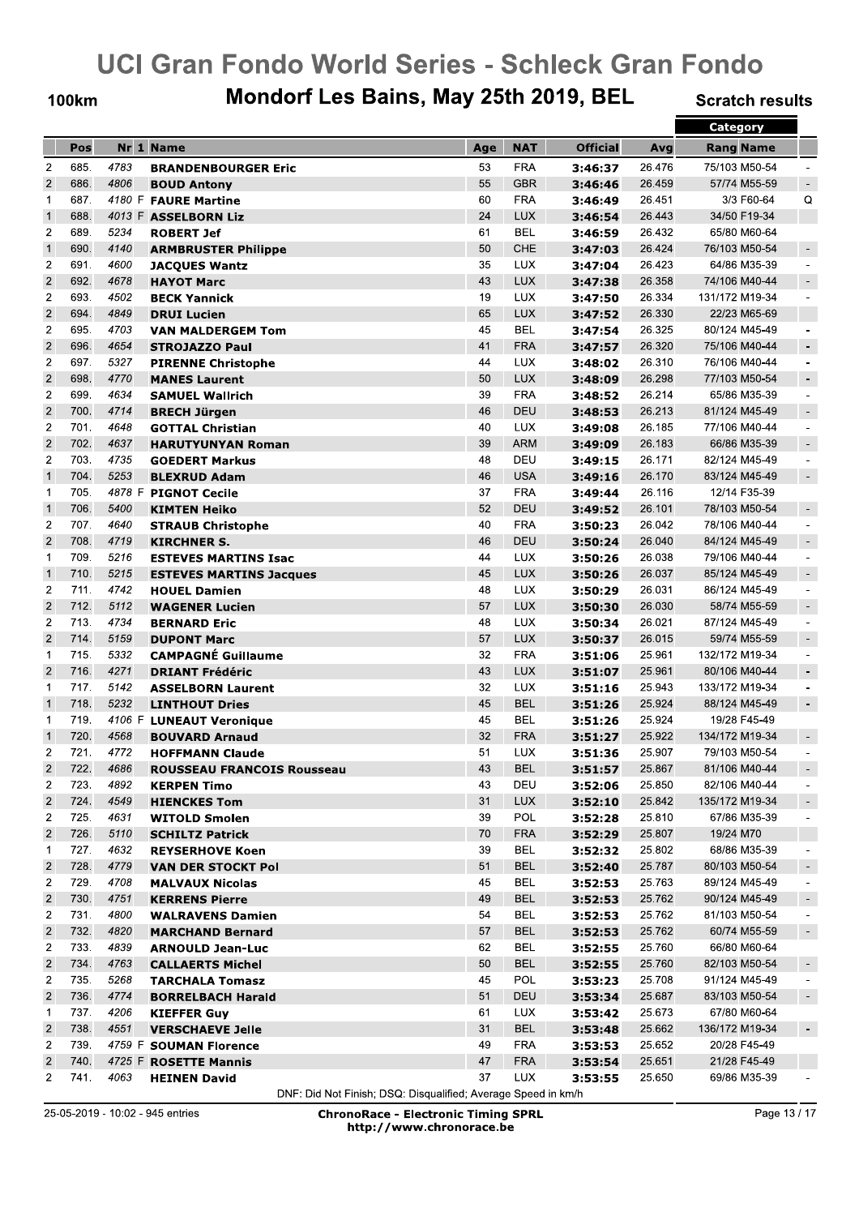# UCI Gran Fondo World Series - Schleck Gran Fondo

## 100km — Mondorf Les Bains, May 25th 2019, BEL — Scratch results

| | Pos | Nr | 1 | Name | Age | NAT | Official | Avg | Category Rang | Category Name | |
|---|---|---|---|---|---|---|---|---|---|---|---|
| 2 | 685. | 4783 | | BRANDENBOURGER Eric | 53 | FRA | 3:46:37 | 26.476 | 75/103 | M50-54 | - |
| 2 | 686. | 4806 | | BOUD Antony | 55 | GBR | 3:46:46 | 26.459 | 57/74 | M55-59 | - |
| 1 | 687. | 4180 | F | FAURE Martine | 60 | FRA | 3:46:49 | 26.451 | 3/3 | F60-64 | Q |
| 1 | 688. | 4013 | F | ASSELBORN Liz | 24 | LUX | 3:46:54 | 26.443 | 34/50 | F19-34 | |
| 2 | 689. | 5234 | | ROBERT Jef | 61 | BEL | 3:46:59 | 26.432 | 65/80 | M60-64 | |
| 1 | 690. | 4140 | | ARMBRUSTER Philippe | 50 | CHE | 3:47:03 | 26.424 | 76/103 | M50-54 | - |
| 2 | 691. | 4600 | | JACQUES Wantz | 35 | LUX | 3:47:04 | 26.423 | 64/86 | M35-39 | - |
| 2 | 692. | 4678 | | HAYOT Marc | 43 | LUX | 3:47:38 | 26.358 | 74/106 | M40-44 | - |
| 2 | 693. | 4502 | | BECK Yannick | 19 | LUX | 3:47:50 | 26.334 | 131/172 | M19-34 | - |
| 2 | 694. | 4849 | | DRUI Lucien | 65 | LUX | 3:47:52 | 26.330 | 22/23 | M65-69 | |
| 2 | 695. | 4703 | | VAN MALDERGEM Tom | 45 | BEL | 3:47:54 | 26.325 | 80/124 | M45-49 | - |
| 2 | 696. | 4654 | | STROJAZZO Paul | 41 | FRA | 3:47:57 | 26.320 | 75/106 | M40-44 | - |
| 2 | 697. | 5327 | | PIRENNE Christophe | 44 | LUX | 3:48:02 | 26.310 | 76/106 | M40-44 | - |
| 2 | 698. | 4770 | | MANES Laurent | 50 | LUX | 3:48:09 | 26.298 | 77/103 | M50-54 | - |
| 2 | 699. | 4634 | | SAMUEL Wallrich | 39 | FRA | 3:48:52 | 26.214 | 65/86 | M35-39 | - |
| 2 | 700. | 4714 | | BRECH Jürgen | 46 | DEU | 3:48:53 | 26.213 | 81/124 | M45-49 | - |
| 2 | 701. | 4648 | | GOTTAL Christian | 40 | LUX | 3:49:08 | 26.185 | 77/106 | M40-44 | - |
| 2 | 702. | 4637 | | HARUTYUNYAN Roman | 39 | ARM | 3:49:09 | 26.183 | 66/86 | M35-39 | - |
| 2 | 703. | 4735 | | GOEDERT Markus | 48 | DEU | 3:49:15 | 26.171 | 82/124 | M45-49 | - |
| 1 | 704. | 5253 | | BLEXRUD Adam | 46 | USA | 3:49:16 | 26.170 | 83/124 | M45-49 | - |
| 1 | 705. | 4878 | F | PIGNOT Cecile | 37 | FRA | 3:49:44 | 26.116 | 12/14 | F35-39 | |
| 1 | 706. | 5400 | | KIMTEN Heiko | 52 | DEU | 3:49:52 | 26.101 | 78/103 | M50-54 | - |
| 2 | 707. | 4640 | | STRAUB Christophe | 40 | FRA | 3:50:23 | 26.042 | 78/106 | M40-44 | - |
| 2 | 708. | 4719 | | KIRCHNER S. | 46 | DEU | 3:50:24 | 26.040 | 84/124 | M45-49 | - |
| 1 | 709. | 5216 | | ESTEVES MARTINS Isac | 44 | LUX | 3:50:26 | 26.038 | 79/106 | M40-44 | - |
| 1 | 710. | 5215 | | ESTEVES MARTINS Jacques | 45 | LUX | 3:50:26 | 26.037 | 85/124 | M45-49 | - |
| 2 | 711. | 4742 | | HOUEL Damien | 48 | LUX | 3:50:29 | 26.031 | 86/124 | M45-49 | - |
| 2 | 712. | 5112 | | WAGENER Lucien | 57 | LUX | 3:50:30 | 26.030 | 58/74 | M55-59 | - |
| 2 | 713. | 4734 | | BERNARD Eric | 48 | LUX | 3:50:34 | 26.021 | 87/124 | M45-49 | - |
| 2 | 714. | 5159 | | DUPONT Marc | 57 | LUX | 3:50:37 | 26.015 | 59/74 | M55-59 | - |
| 1 | 715. | 5332 | | CAMPAGNÉ Guillaume | 32 | FRA | 3:51:06 | 25.961 | 132/172 | M19-34 | - |
| 2 | 716. | 4271 | | DRIANT Frédéric | 43 | LUX | 3:51:07 | 25.961 | 80/106 | M40-44 | - |
| 1 | 717. | 5142 | | ASSELBORN Laurent | 32 | LUX | 3:51:16 | 25.943 | 133/172 | M19-34 | - |
| 1 | 718. | 5232 | | LINTHOUT Dries | 45 | BEL | 3:51:26 | 25.924 | 88/124 | M45-49 | - |
| 1 | 719. | 4106 | F | LUNEAUT Veronique | 45 | BEL | 3:51:26 | 25.924 | 19/28 | F45-49 | |
| 1 | 720. | 4568 | | BOUVARD Arnaud | 32 | FRA | 3:51:27 | 25.922 | 134/172 | M19-34 | - |
| 2 | 721. | 4772 | | HOFFMANN Claude | 51 | LUX | 3:51:36 | 25.907 | 79/103 | M50-54 | - |
| 2 | 722. | 4686 | | ROUSSEAU FRANCOIS Rousseau | 43 | BEL | 3:51:57 | 25.867 | 81/106 | M40-44 | - |
| 2 | 723. | 4892 | | KERPEN Timo | 43 | DEU | 3:52:06 | 25.850 | 82/106 | M40-44 | - |
| 2 | 724. | 4549 | | HIENCKES Tom | 31 | LUX | 3:52:10 | 25.842 | 135/172 | M19-34 | - |
| 2 | 725. | 4631 | | WITOLD Smolen | 39 | POL | 3:52:28 | 25.810 | 67/86 | M35-39 | - |
| 2 | 726. | 5110 | | SCHILTZ Patrick | 70 | FRA | 3:52:29 | 25.807 | 19/24 | M70 | |
| 1 | 727. | 4632 | | REYSERHOVE Koen | 39 | BEL | 3:52:32 | 25.802 | 68/86 | M35-39 | - |
| 2 | 728. | 4779 | | VAN DER STOCKT Pol | 51 | BEL | 3:52:40 | 25.787 | 80/103 | M50-54 | - |
| 2 | 729. | 4708 | | MALVAUX Nicolas | 45 | BEL | 3:52:53 | 25.763 | 89/124 | M45-49 | - |
| 2 | 730. | 4751 | | KERRENS Pierre | 49 | BEL | 3:52:53 | 25.762 | 90/124 | M45-49 | - |
| 2 | 731. | 4800 | | WALRAVENS Damien | 54 | BEL | 3:52:53 | 25.762 | 81/103 | M50-54 | - |
| 2 | 732. | 4820 | | MARCHAND Bernard | 57 | BEL | 3:52:53 | 25.762 | 60/74 | M55-59 | - |
| 2 | 733. | 4839 | | ARNOULD Jean-Luc | 62 | BEL | 3:52:55 | 25.760 | 66/80 | M60-64 | |
| 2 | 734. | 4763 | | CALLAERTS Michel | 50 | BEL | 3:52:55 | 25.760 | 82/103 | M50-54 | - |
| 2 | 735. | 5268 | | TARCHALA Tomasz | 45 | POL | 3:53:23 | 25.708 | 91/124 | M45-49 | - |
| 2 | 736. | 4774 | | BORRELBACH Harald | 51 | DEU | 3:53:34 | 25.687 | 83/103 | M50-54 | - |
| 1 | 737. | 4206 | | KIEFFER Guy | 61 | LUX | 3:53:42 | 25.673 | 67/80 | M60-64 | |
| 2 | 738. | 4551 | | VERSCHAEVE Jelle | 31 | BEL | 3:53:48 | 25.662 | 136/172 | M19-34 | - |
| 2 | 739. | 4759 | F | SOUMAN Florence | 49 | FRA | 3:53:53 | 25.652 | 20/28 | F45-49 | |
| 2 | 740. | 4725 | F | ROSETTE Mannis | 47 | FRA | 3:53:54 | 25.651 | 21/28 | F45-49 | |
| 2 | 741. | 4063 | | HEINEN David | 37 | LUX | 3:53:55 | 25.650 | 69/86 | M35-39 | - |

DNF: Did Not Finish; DSQ: Disqualified; Average Speed in km/h

25-05-2019 - 10:02 - 945 entries

ChronoRace - Electronic Timing SPRL
http://www.chronorace.be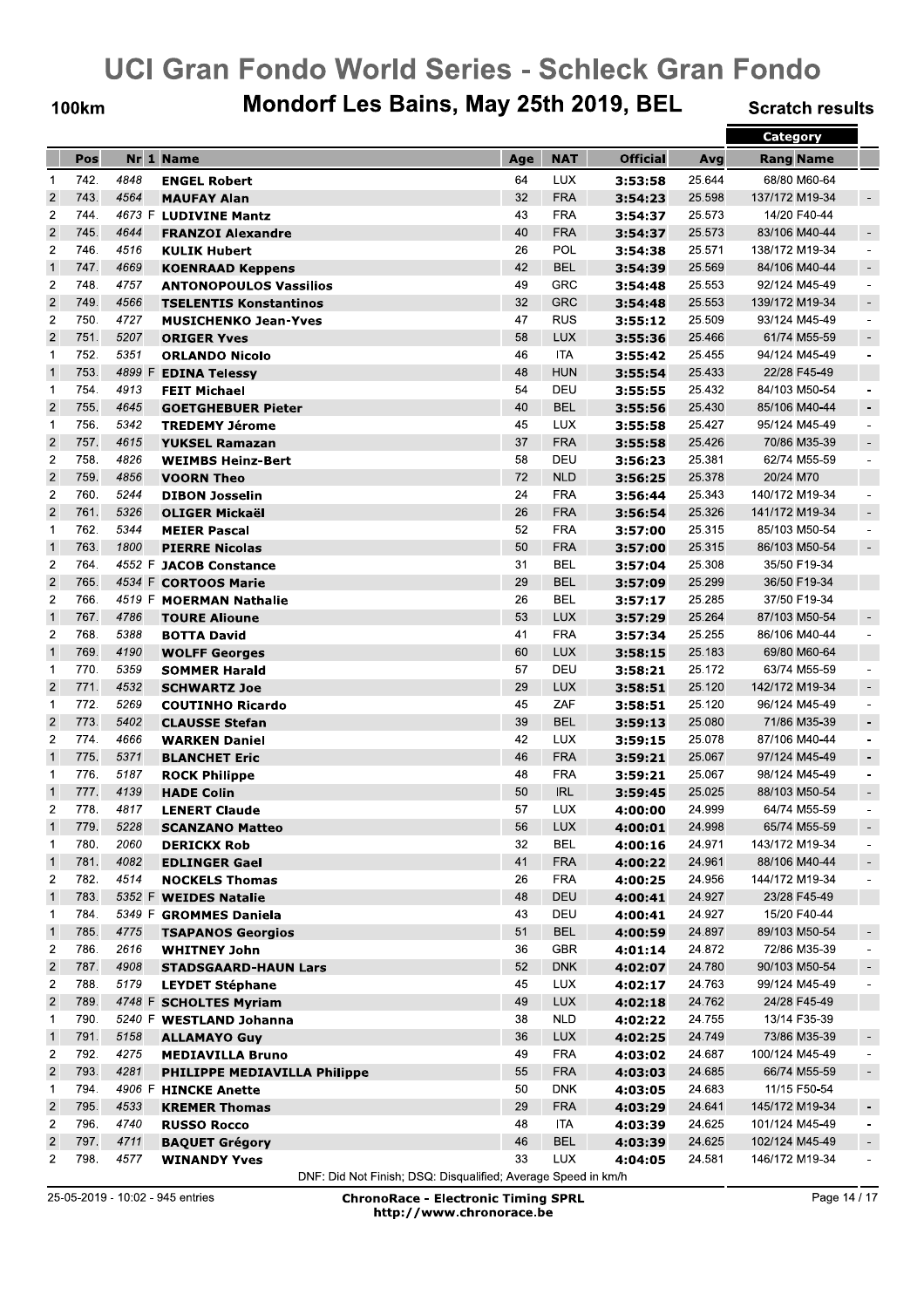# UCI Gran Fondo World Series - Schleck Gran Fondo

## 100km — Mondorf Les Bains, May 25th 2019, BEL — Scratch results

| | Pos | Nr | 1 | Name | Age | NAT | Official | Avg | Category Rang | Category Name | |
|---|---|---|---|---|---|---|---|---|---|---|---|
| 1 | 742. | 4848 | | ENGEL Robert | 64 | LUX | 3:53:58 | 25.644 | 68/80 | M60-64 | |
| 2 | 743. | 4564 | | MAUFAY Alan | 32 | FRA | 3:54:23 | 25.598 | 137/172 | M19-34 | - |
| 2 | 744. | 4673 | F | LUDIVINE Mantz | 43 | FRA | 3:54:37 | 25.573 | 14/20 | F40-44 | |
| 2 | 745. | 4644 | | FRANZOI Alexandre | 40 | FRA | 3:54:37 | 25.573 | 83/106 | M40-44 | - |
| 2 | 746. | 4516 | | KULIK Hubert | 26 | POL | 3:54:38 | 25.571 | 138/172 | M19-34 | - |
| 1 | 747. | 4669 | | KOENRAAD Keppens | 42 | BEL | 3:54:39 | 25.569 | 84/106 | M40-44 | - |
| 2 | 748. | 4757 | | ANTONOPOULOS Vassilios | 49 | GRC | 3:54:48 | 25.553 | 92/124 | M45-49 | - |
| 2 | 749. | 4566 | | TSELENTIS Konstantinos | 32 | GRC | 3:54:48 | 25.553 | 139/172 | M19-34 | - |
| 2 | 750. | 4727 | | MUSICHENKO Jean-Yves | 47 | RUS | 3:55:12 | 25.509 | 93/124 | M45-49 | - |
| 2 | 751. | 5207 | | ORIGER Yves | 58 | LUX | 3:55:36 | 25.466 | 61/74 | M55-59 | - |
| 1 | 752. | 5351 | | ORLANDO Nicolo | 46 | ITA | 3:55:42 | 25.455 | 94/124 | M45-49 | - |
| 1 | 753. | 4899 | F | EDINA Telessy | 48 | HUN | 3:55:54 | 25.433 | 22/28 | F45-49 | |
| 1 | 754. | 4913 | | FEIT Michael | 54 | DEU | 3:55:55 | 25.432 | 84/103 | M50-54 | - |
| 2 | 755. | 4645 | | GOETGHEBUER Pieter | 40 | BEL | 3:55:56 | 25.430 | 85/106 | M40-44 | - |
| 1 | 756. | 5342 | | TREDEMY Jérome | 45 | LUX | 3:55:58 | 25.427 | 95/124 | M45-49 | - |
| 2 | 757. | 4615 | | YUKSEL Ramazan | 37 | FRA | 3:55:58 | 25.426 | 70/86 | M35-39 | - |
| 2 | 758. | 4826 | | WEIMBS Heinz-Bert | 58 | DEU | 3:56:23 | 25.381 | 62/74 | M55-59 | - |
| 2 | 759. | 4856 | | VOORN Theo | 72 | NLD | 3:56:25 | 25.378 | 20/24 | M70 | |
| 2 | 760. | 5244 | | DIBON Josselin | 24 | FRA | 3:56:44 | 25.343 | 140/172 | M19-34 | - |
| 2 | 761. | 5326 | | OLIGER Mickaël | 26 | FRA | 3:56:54 | 25.326 | 141/172 | M19-34 | - |
| 1 | 762. | 5344 | | MEIER Pascal | 52 | FRA | 3:57:00 | 25.315 | 85/103 | M50-54 | - |
| 1 | 763. | 1800 | | PIERRE Nicolas | 50 | FRA | 3:57:00 | 25.315 | 86/103 | M50-54 | - |
| 2 | 764. | 4552 | F | JACOB Constance | 31 | BEL | 3:57:04 | 25.308 | 35/50 | F19-34 | |
| 2 | 765. | 4534 | F | CORTOOS Marie | 29 | BEL | 3:57:09 | 25.299 | 36/50 | F19-34 | |
| 2 | 766. | 4519 | F | MOERMAN Nathalie | 26 | BEL | 3:57:17 | 25.285 | 37/50 | F19-34 | |
| 1 | 767. | 4786 | | TOURE Alioune | 53 | LUX | 3:57:29 | 25.264 | 87/103 | M50-54 | - |
| 2 | 768. | 5388 | | BOTTA David | 41 | FRA | 3:57:34 | 25.255 | 86/106 | M40-44 | - |
| 1 | 769. | 4190 | | WOLFF Georges | 60 | LUX | 3:58:15 | 25.183 | 69/80 | M60-64 | |
| 1 | 770. | 5359 | | SOMMER Harald | 57 | DEU | 3:58:21 | 25.172 | 63/74 | M55-59 | - |
| 2 | 771. | 4532 | | SCHWARTZ Joe | 29 | LUX | 3:58:51 | 25.120 | 142/172 | M19-34 | - |
| 1 | 772. | 5269 | | COUTINHO Ricardo | 45 | ZAF | 3:58:51 | 25.120 | 96/124 | M45-49 | - |
| 2 | 773. | 5402 | | CLAUSSE Stefan | 39 | BEL | 3:59:13 | 25.080 | 71/86 | M35-39 | - |
| 2 | 774. | 4666 | | WARKEN Daniel | 42 | LUX | 3:59:15 | 25.078 | 87/106 | M40-44 | - |
| 1 | 775. | 5371 | | BLANCHET Eric | 46 | FRA | 3:59:21 | 25.067 | 97/124 | M45-49 | - |
| 1 | 776. | 5187 | | ROCK Philippe | 48 | FRA | 3:59:21 | 25.067 | 98/124 | M45-49 | - |
| 1 | 777. | 4139 | | HADE Colin | 50 | IRL | 3:59:45 | 25.025 | 88/103 | M50-54 | - |
| 2 | 778. | 4817 | | LENERT Claude | 57 | LUX | 4:00:00 | 24.999 | 64/74 | M55-59 | - |
| 1 | 779. | 5228 | | SCANZANO Matteo | 56 | LUX | 4:00:01 | 24.998 | 65/74 | M55-59 | - |
| 1 | 780. | 2060 | | DERICKX Rob | 32 | BEL | 4:00:16 | 24.971 | 143/172 | M19-34 | - |
| 1 | 781. | 4082 | | EDLINGER Gael | 41 | FRA | 4:00:22 | 24.961 | 88/106 | M40-44 | - |
| 2 | 782. | 4514 | | NOCKELS Thomas | 26 | FRA | 4:00:25 | 24.956 | 144/172 | M19-34 | - |
| 1 | 783. | 5352 | F | WEIDES Natalie | 48 | DEU | 4:00:41 | 24.927 | 23/28 | F45-49 | |
| 1 | 784. | 5349 | F | GROMMES Daniela | 43 | DEU | 4:00:41 | 24.927 | 15/20 | F40-44 | |
| 1 | 785. | 4775 | | TSAPANOS Georgios | 51 | BEL | 4:00:59 | 24.897 | 89/103 | M50-54 | - |
| 2 | 786. | 2616 | | WHITNEY John | 36 | GBR | 4:01:14 | 24.872 | 72/86 | M35-39 | - |
| 2 | 787. | 4908 | | STADSGAARD-HAUN Lars | 52 | DNK | 4:02:07 | 24.780 | 90/103 | M50-54 | - |
| 2 | 788. | 5179 | | LEYDET Stéphane | 45 | LUX | 4:02:17 | 24.763 | 99/124 | M45-49 | - |
| 2 | 789. | 4748 | F | SCHOLTES Myriam | 49 | LUX | 4:02:18 | 24.762 | 24/28 | F45-49 | |
| 1 | 790. | 5240 | F | WESTLAND Johanna | 38 | NLD | 4:02:22 | 24.755 | 13/14 | F35-39 | |
| 1 | 791. | 5158 | | ALLAMAYO Guy | 36 | LUX | 4:02:25 | 24.749 | 73/86 | M35-39 | - |
| 2 | 792. | 4275 | | MEDIAVILLA Bruno | 49 | FRA | 4:03:02 | 24.687 | 100/124 | M45-49 | - |
| 2 | 793. | 4281 | | PHILIPPE MEDIAVILLA Philippe | 55 | FRA | 4:03:03 | 24.685 | 66/74 | M55-59 | - |
| 1 | 794. | 4906 | F | HINCKE Anette | 50 | DNK | 4:03:05 | 24.683 | 11/15 | F50-54 | |
| 2 | 795. | 4533 | | KREMER Thomas | 29 | FRA | 4:03:29 | 24.641 | 145/172 | M19-34 | - |
| 2 | 796. | 4740 | | RUSSO Rocco | 48 | ITA | 4:03:39 | 24.625 | 101/124 | M45-49 | - |
| 2 | 797. | 4711 | | BAQUET Grégory | 46 | BEL | 4:03:39 | 24.625 | 102/124 | M45-49 | - |
| 2 | 798. | 4577 | | WINANDY Yves | 33 | LUX | 4:04:05 | 24.581 | 146/172 | M19-34 | - |

DNF: Did Not Finish; DSQ: Disqualified; Average Speed in km/h

25-05-2019 - 10:02 - 945 entries

ChronoRace - Electronic Timing SPRL
http://www.chronorace.be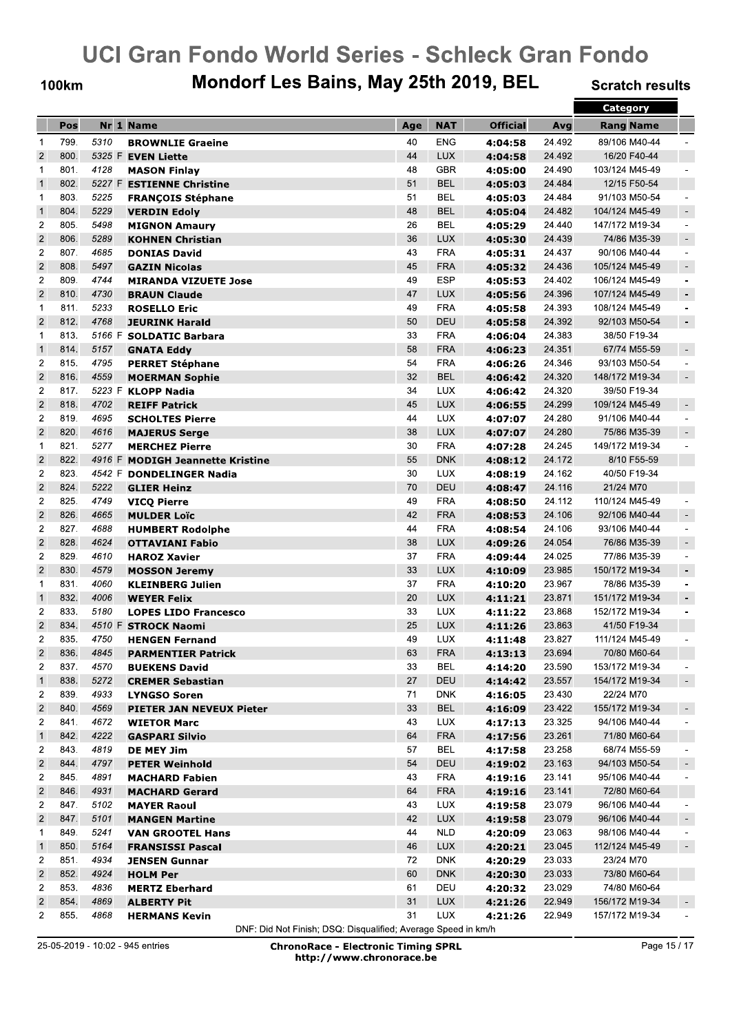# UCI Gran Fondo World Series - Schleck Gran Fondo

## 100km — Mondorf Les Bains, May 25th 2019, BEL — Scratch results

| | Pos | Nr | 1 | Name | Age | NAT | Official | Avg | Category Rang | Category Name | |
|---|---|---|---|---|---|---|---|---|---|---|---|
| 1 | 799. | 5310 | | BROWNLIE Graeine | 40 | ENG | 4:04:58 | 24.492 | 89/106 | M40-44 | - |
| 2 | 800. | 5325 | F | EVEN Liette | 44 | LUX | 4:04:58 | 24.492 | 16/20 | F40-44 | |
| 1 | 801. | 4128 | | MASON Finlay | 48 | GBR | 4:05:00 | 24.490 | 103/124 | M45-49 | - |
| 1 | 802. | 5227 | F | ESTIENNE Christine | 51 | BEL | 4:05:03 | 24.484 | 12/15 | F50-54 | |
| 1 | 803. | 5225 | | FRANÇOIS Stéphane | 51 | BEL | 4:05:03 | 24.484 | 91/103 | M50-54 | - |
| 1 | 804. | 5229 | | VERDIN Edoly | 48 | BEL | 4:05:04 | 24.482 | 104/124 | M45-49 | - |
| 2 | 805. | 5498 | | MIGNON Amaury | 26 | BEL | 4:05:29 | 24.440 | 147/172 | M19-34 | - |
| 2 | 806. | 5289 | | KOHNEN Christian | 36 | LUX | 4:05:30 | 24.439 | 74/86 | M35-39 | - |
| 2 | 807. | 4685 | | DONIAS David | 43 | FRA | 4:05:31 | 24.437 | 90/106 | M40-44 | - |
| 2 | 808. | 5497 | | GAZIN Nicolas | 45 | FRA | 4:05:32 | 24.436 | 105/124 | M45-49 | - |
| 2 | 809. | 4744 | | MIRANDA VIZUETE Jose | 49 | ESP | 4:05:53 | 24.402 | 106/124 | M45-49 | - |
| 2 | 810. | 4730 | | BRAUN Claude | 47 | LUX | 4:05:56 | 24.396 | 107/124 | M45-49 | - |
| 1 | 811. | 5233 | | ROSELLO Eric | 49 | FRA | 4:05:58 | 24.393 | 108/124 | M45-49 | - |
| 2 | 812. | 4768 | | JEURINK Harald | 50 | DEU | 4:05:58 | 24.392 | 92/103 | M50-54 | - |
| 1 | 813. | 5166 | F | SOLDATIC Barbara | 33 | FRA | 4:06:04 | 24.383 | 38/50 | F19-34 | |
| 1 | 814. | 5157 | | GNATA Eddy | 58 | FRA | 4:06:23 | 24.351 | 67/74 | M55-59 | - |
| 2 | 815. | 4795 | | PERRET Stéphane | 54 | FRA | 4:06:26 | 24.346 | 93/103 | M50-54 | - |
| 2 | 816. | 4559 | | MOERMAN Sophie | 32 | BEL | 4:06:42 | 24.320 | 148/172 | M19-34 | - |
| 2 | 817. | 5223 | F | KLOPP Nadia | 34 | LUX | 4:06:42 | 24.320 | 39/50 | F19-34 | |
| 2 | 818. | 4702 | | REIFF Patrick | 45 | LUX | 4:06:55 | 24.299 | 109/124 | M45-49 | - |
| 2 | 819. | 4695 | | SCHOLTES Pierre | 44 | LUX | 4:07:07 | 24.280 | 91/106 | M40-44 | - |
| 2 | 820. | 4616 | | MAJERUS Serge | 38 | LUX | 4:07:07 | 24.280 | 75/86 | M35-39 | - |
| 1 | 821. | 5277 | | MERCHEZ Pierre | 30 | FRA | 4:07:28 | 24.245 | 149/172 | M19-34 | - |
| 2 | 822. | 4916 | F | MODIGH Jeannette Kristine | 55 | DNK | 4:08:12 | 24.172 | 8/10 | F55-59 | |
| 2 | 823. | 4542 | F | DONDELINGER Nadia | 30 | LUX | 4:08:19 | 24.162 | 40/50 | F19-34 | |
| 2 | 824. | 5222 | | GLIER Heinz | 70 | DEU | 4:08:47 | 24.116 | 21/24 | M70 | |
| 2 | 825. | 4749 | | VICQ Pierre | 49 | FRA | 4:08:50 | 24.112 | 110/124 | M45-49 | - |
| 2 | 826. | 4665 | | MULDER Loïc | 42 | FRA | 4:08:53 | 24.106 | 92/106 | M40-44 | - |
| 2 | 827. | 4688 | | HUMBERT Rodolphe | 44 | FRA | 4:08:54 | 24.106 | 93/106 | M40-44 | - |
| 2 | 828. | 4624 | | OTTAVIANI Fabio | 38 | LUX | 4:09:26 | 24.054 | 76/86 | M35-39 | - |
| 2 | 829. | 4610 | | HAROZ Xavier | 37 | FRA | 4:09:44 | 24.025 | 77/86 | M35-39 | - |
| 2 | 830. | 4579 | | MOSSON Jeremy | 33 | LUX | 4:10:09 | 23.985 | 150/172 | M19-34 | - |
| 1 | 831. | 4060 | | KLEINBERG Julien | 37 | FRA | 4:10:20 | 23.967 | 78/86 | M35-39 | - |
| 1 | 832. | 4006 | | WEYER Felix | 20 | LUX | 4:11:21 | 23.871 | 151/172 | M19-34 | - |
| 2 | 833. | 5180 | | LOPES LIDO Francesco | 33 | LUX | 4:11:22 | 23.868 | 152/172 | M19-34 | - |
| 2 | 834. | 4510 | F | STROCK Naomi | 25 | LUX | 4:11:26 | 23.863 | 41/50 | F19-34 | |
| 2 | 835. | 4750 | | HENGEN Fernand | 49 | LUX | 4:11:48 | 23.827 | 111/124 | M45-49 | - |
| 2 | 836. | 4845 | | PARMENTIER Patrick | 63 | FRA | 4:13:13 | 23.694 | 70/80 | M60-64 | |
| 2 | 837. | 4570 | | BUEKENS David | 33 | BEL | 4:14:20 | 23.590 | 153/172 | M19-34 | - |
| 1 | 838. | 5272 | | CREMER Sebastian | 27 | DEU | 4:14:42 | 23.557 | 154/172 | M19-34 | - |
| 2 | 839. | 4933 | | LYNGSO Soren | 71 | DNK | 4:16:05 | 23.430 | 22/24 | M70 | |
| 2 | 840. | 4569 | | PIETER JAN NEVEUX Pieter | 33 | BEL | 4:16:09 | 23.422 | 155/172 | M19-34 | - |
| 2 | 841. | 4672 | | WIETOR Marc | 43 | LUX | 4:17:13 | 23.325 | 94/106 | M40-44 | - |
| 1 | 842. | 4222 | | GASPARI Silvio | 64 | FRA | 4:17:56 | 23.261 | 71/80 | M60-64 | |
| 2 | 843. | 4819 | | DE MEY Jim | 57 | BEL | 4:17:58 | 23.258 | 68/74 | M55-59 | - |
| 2 | 844. | 4797 | | PETER Weinhold | 54 | DEU | 4:19:02 | 23.163 | 94/103 | M50-54 | - |
| 2 | 845. | 4891 | | MACHARD Fabien | 43 | FRA | 4:19:16 | 23.141 | 95/106 | M40-44 | - |
| 2 | 846. | 4931 | | MACHARD Gerard | 64 | FRA | 4:19:16 | 23.141 | 72/80 | M60-64 | |
| 2 | 847. | 5102 | | MAYER Raoul | 43 | LUX | 4:19:58 | 23.079 | 96/106 | M40-44 | - |
| 2 | 847. | 5101 | | MANGEN Martine | 42 | LUX | 4:19:58 | 23.079 | 96/106 | M40-44 | - |
| 1 | 849. | 5241 | | VAN GROOTEL Hans | 44 | NLD | 4:20:09 | 23.063 | 98/106 | M40-44 | - |
| 1 | 850. | 5164 | | FRANSISSI Pascal | 46 | LUX | 4:20:21 | 23.045 | 112/124 | M45-49 | - |
| 2 | 851. | 4934 | | JENSEN Gunnar | 72 | DNK | 4:20:29 | 23.033 | 23/24 | M70 | |
| 2 | 852. | 4924 | | HOLM Per | 60 | DNK | 4:20:30 | 23.033 | 73/80 | M60-64 | |
| 2 | 853. | 4836 | | MERTZ Eberhard | 61 | DEU | 4:20:32 | 23.029 | 74/80 | M60-64 | |
| 2 | 854. | 4869 | | ALBERTY Pit | 31 | LUX | 4:21:26 | 22.949 | 156/172 | M19-34 | - |
| 2 | 855. | 4868 | | HERMANS Kevin | 31 | LUX | 4:21:26 | 22.949 | 157/172 | M19-34 | - |

DNF: Did Not Finish; DSQ: Disqualified; Average Speed in km/h

25-05-2019 - 10:02 - 945 entries

ChronoRace - Electronic Timing SPRL
http://www.chronorace.be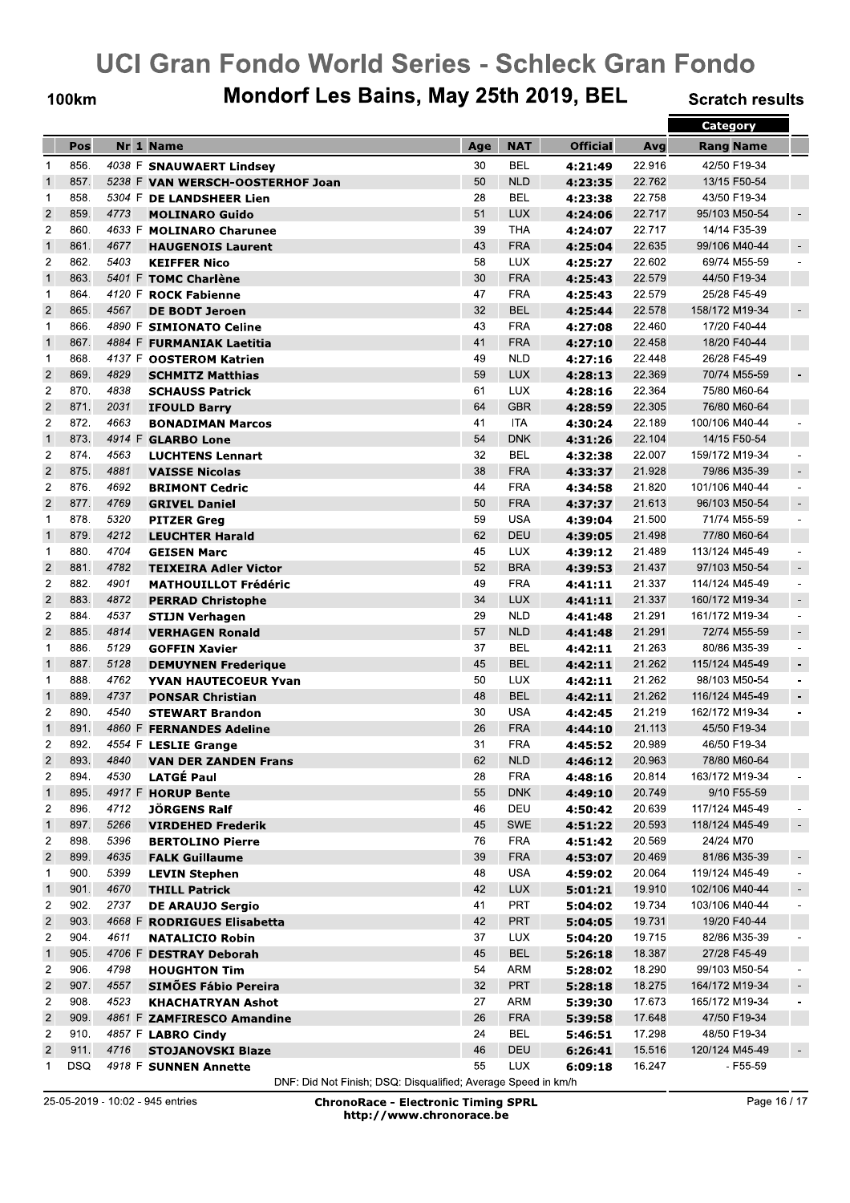# UCI Gran Fondo World Series - Schleck Gran Fondo

## 100km — Mondorf Les Bains, May 25th 2019, BEL — Scratch results

| | Pos | Nr | 1 | Name | Age | NAT | Official | Avg | Category Rang | Category Name | |
|---|---|---|---|---|---|---|---|---|---|---|---|
| 1 | 856. | 4038 | F | SNAUWAERT Lindsey | 30 | BEL | 4:21:49 | 22.916 | 42/50 | F19-34 | |
| 1 | 857. | 5238 | F | VAN WERSCH-OOSTERHOF Joan | 50 | NLD | 4:23:35 | 22.762 | 13/15 | F50-54 | |
| 1 | 858. | 5304 | F | DE LANDSHEER Lien | 28 | BEL | 4:23:38 | 22.758 | 43/50 | F19-34 | |
| 2 | 859. | 4773 | | MOLINARO Guido | 51 | LUX | 4:24:06 | 22.717 | 95/103 | M50-54 | - |
| 2 | 860. | 4633 | F | MOLINARO Charunee | 39 | THA | 4:24:07 | 22.717 | 14/14 | F35-39 | |
| 1 | 861. | 4677 | | HAUGENOIS Laurent | 43 | FRA | 4:25:04 | 22.635 | 99/106 | M40-44 | - |
| 2 | 862. | 5403 | | KEIFFER Nico | 58 | LUX | 4:25:27 | 22.602 | 69/74 | M55-59 | - |
| 1 | 863. | 5401 | F | TOMC Charlène | 30 | FRA | 4:25:43 | 22.579 | 44/50 | F19-34 | |
| 1 | 864. | 4120 | F | ROCK Fabienne | 47 | FRA | 4:25:43 | 22.579 | 25/28 | F45-49 | |
| 2 | 865. | 4567 | | DE BODT Jeroen | 32 | BEL | 4:25:44 | 22.578 | 158/172 | M19-34 | - |
| 1 | 866. | 4890 | F | SIMIONATO Celine | 43 | FRA | 4:27:08 | 22.460 | 17/20 | F40-44 | |
| 1 | 867. | 4884 | F | FURMANIAK Laetitia | 41 | FRA | 4:27:10 | 22.458 | 18/20 | F40-44 | |
| 1 | 868. | 4137 | F | OOSTEROM Katrien | 49 | NLD | 4:27:16 | 22.448 | 26/28 | F45-49 | |
| 2 | 869. | 4829 | | SCHMITZ Matthias | 59 | LUX | 4:28:13 | 22.369 | 70/74 | M55-59 | - |
| 2 | 870. | 4838 | | SCHAUSS Patrick | 61 | LUX | 4:28:16 | 22.364 | 75/80 | M60-64 | |
| 2 | 871. | 2031 | | IFOULD Barry | 64 | GBR | 4:28:59 | 22.305 | 76/80 | M60-64 | |
| 2 | 872. | 4663 | | BONADIMAN Marcos | 41 | ITA | 4:30:24 | 22.189 | 100/106 | M40-44 | - |
| 1 | 873. | 4914 | F | GLARBO Lone | 54 | DNK | 4:31:26 | 22.104 | 14/15 | F50-54 | |
| 2 | 874. | 4563 | | LUCHTENS Lennart | 32 | BEL | 4:32:38 | 22.007 | 159/172 | M19-34 | - |
| 2 | 875. | 4881 | | VAISSE Nicolas | 38 | FRA | 4:33:37 | 21.928 | 79/86 | M35-39 | - |
| 2 | 876. | 4692 | | BRIMONT Cedric | 44 | FRA | 4:34:58 | 21.820 | 101/106 | M40-44 | - |
| 2 | 877. | 4769 | | GRIVEL Daniel | 50 | FRA | 4:37:37 | 21.613 | 96/103 | M50-54 | - |
| 1 | 878. | 5320 | | PITZER Greg | 59 | USA | 4:39:04 | 21.500 | 71/74 | M55-59 | - |
| 1 | 879. | 4212 | | LEUCHTER Harald | 62 | DEU | 4:39:05 | 21.498 | 77/80 | M60-64 | |
| 1 | 880. | 4704 | | GEISEN Marc | 45 | LUX | 4:39:12 | 21.489 | 113/124 | M45-49 | - |
| 2 | 881. | 4782 | | TEIXEIRA Adler Victor | 52 | BRA | 4:39:53 | 21.437 | 97/103 | M50-54 | - |
| 2 | 882. | 4901 | | MATHOUILLOT Frédéric | 49 | FRA | 4:41:11 | 21.337 | 114/124 | M45-49 | - |
| 2 | 883. | 4872 | | PERRAD Christophe | 34 | LUX | 4:41:11 | 21.337 | 160/172 | M19-34 | - |
| 2 | 884. | 4537 | | STIJN Verhagen | 29 | NLD | 4:41:48 | 21.291 | 161/172 | M19-34 | - |
| 2 | 885. | 4814 | | VERHAGEN Ronald | 57 | NLD | 4:41:48 | 21.291 | 72/74 | M55-59 | - |
| 1 | 886. | 5129 | | GOFFIN Xavier | 37 | BEL | 4:42:11 | 21.263 | 80/86 | M35-39 | - |
| 1 | 887. | 5128 | | DEMUYNEN Frederique | 45 | BEL | 4:42:11 | 21.262 | 115/124 | M45-49 | - |
| 1 | 888. | 4762 | | YVAN HAUTECOEUR Yvan | 50 | LUX | 4:42:11 | 21.262 | 98/103 | M50-54 | - |
| 1 | 889. | 4737 | | PONSAR Christian | 48 | BEL | 4:42:11 | 21.262 | 116/124 | M45-49 | - |
| 2 | 890. | 4540 | | STEWART Brandon | 30 | USA | 4:42:45 | 21.219 | 162/172 | M19-34 | - |
| 1 | 891. | 4860 | F | FERNANDES Adeline | 26 | FRA | 4:44:10 | 21.113 | 45/50 | F19-34 | |
| 2 | 892. | 4554 | F | LESLIE Grange | 31 | FRA | 4:45:52 | 20.989 | 46/50 | F19-34 | |
| 2 | 893. | 4840 | | VAN DER ZANDEN Frans | 62 | NLD | 4:46:12 | 20.963 | 78/80 | M60-64 | |
| 2 | 894. | 4530 | | LATGÉ Paul | 28 | FRA | 4:48:16 | 20.814 | 163/172 | M19-34 | - |
| 1 | 895. | 4917 | F | HORUP Bente | 55 | DNK | 4:49:10 | 20.749 | 9/10 | F55-59 | |
| 2 | 896. | 4712 | | JÖRGENS Ralf | 46 | DEU | 4:50:42 | 20.639 | 117/124 | M45-49 | - |
| 1 | 897. | 5266 | | VIRDEHED Frederik | 45 | SWE | 4:51:22 | 20.593 | 118/124 | M45-49 | - |
| 2 | 898. | 5396 | | BERTOLINO Pierre | 76 | FRA | 4:51:42 | 20.569 | 24/24 | M70 | |
| 2 | 899. | 4635 | | FALK Guillaume | 39 | FRA | 4:53:07 | 20.469 | 81/86 | M35-39 | - |
| 1 | 900. | 5399 | | LEVIN Stephen | 48 | USA | 4:59:02 | 20.064 | 119/124 | M45-49 | - |
| 1 | 901. | 4670 | | THILL Patrick | 42 | LUX | 5:01:21 | 19.910 | 102/106 | M40-44 | - |
| 2 | 902. | 2737 | | DE ARAUJO Sergio | 41 | PRT | 5:04:02 | 19.734 | 103/106 | M40-44 | - |
| 2 | 903. | 4668 | F | RODRIGUES Elisabetta | 42 | PRT | 5:04:05 | 19.731 | 19/20 | F40-44 | |
| 2 | 904. | 4611 | | NATALICIO Robin | 37 | LUX | 5:04:20 | 19.715 | 82/86 | M35-39 | - |
| 1 | 905. | 4706 | F | DESTRAY Deborah | 45 | BEL | 5:26:18 | 18.387 | 27/28 | F45-49 | |
| 2 | 906. | 4798 | | HOUGHTON Tim | 54 | ARM | 5:28:02 | 18.290 | 99/103 | M50-54 | - |
| 2 | 907. | 4557 | | SIMÕES Fábio Pereira | 32 | PRT | 5:28:18 | 18.275 | 164/172 | M19-34 | - |
| 2 | 908. | 4523 | | KHACHATRYAN Ashot | 27 | ARM | 5:39:30 | 17.673 | 165/172 | M19-34 | - |
| 2 | 909. | 4861 | F | ZAMFIRESCO Amandine | 26 | FRA | 5:39:58 | 17.648 | 47/50 | F19-34 | |
| 2 | 910. | 4857 | F | LABRO Cindy | 24 | BEL | 5:46:51 | 17.298 | 48/50 | F19-34 | |
| 2 | 911. | 4716 | | STOJANOVSKI Blaze | 46 | DEU | 6:26:41 | 15.516 | 120/124 | M45-49 | - |
| 1 | DSQ | 4918 | F | SUNNEN Annette | 55 | LUX | 6:09:18 | 16.247 | - | F55-59 | |

DNF: Did Not Finish; DSQ: Disqualified; Average Speed in km/h

25-05-2019 - 10:02 - 945 entries

**ChronoRace - Electronic Timing SPRL**
**http://www.chronorace.be**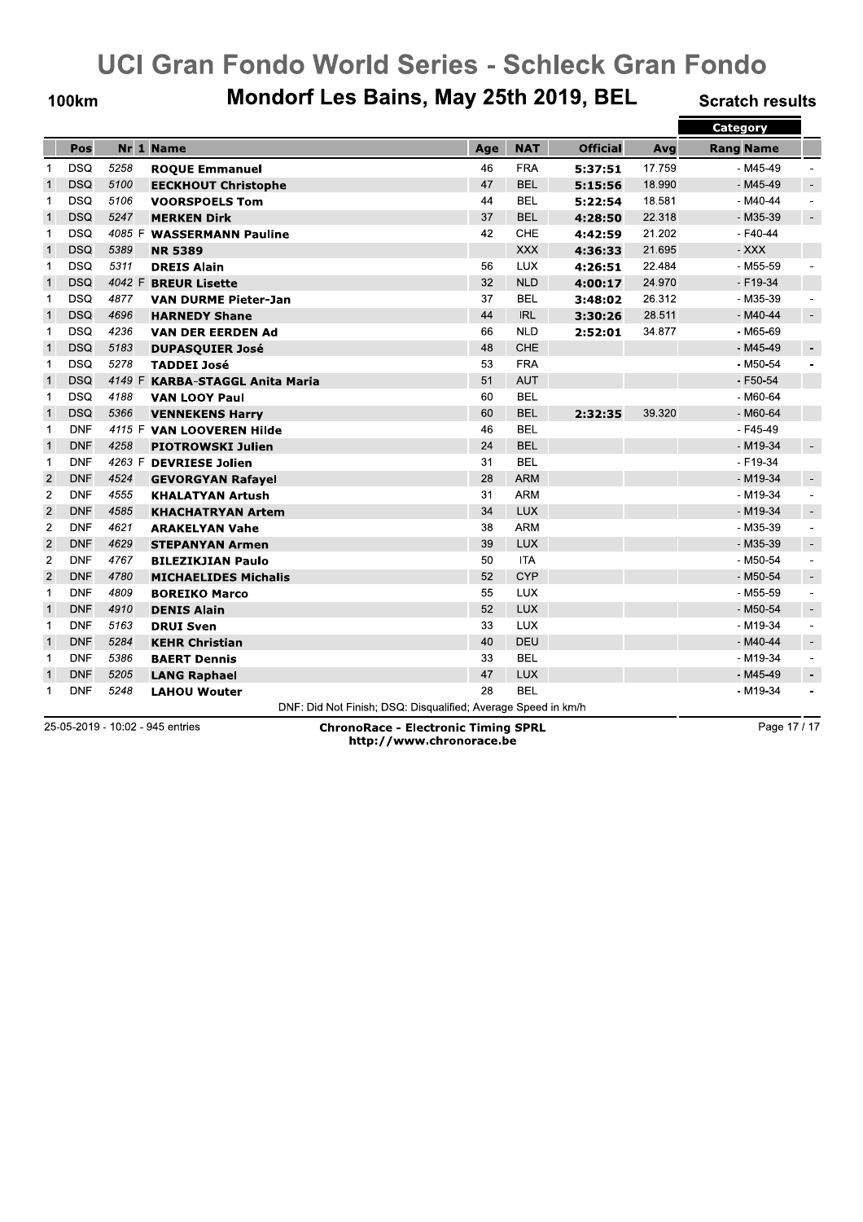# UCI Gran Fondo World Series - Schleck Gran Fondo

## 100km — Mondorf Les Bains, May 25th 2019, BEL — Scratch results

| | Pos | Nr | 1 | Name | Age | NAT | Official | Avg | Category Rang | Category Name | |
|---|---|---|---|---|---|---|---|---|---|---|---|
| 1 | DSQ | 5258 | | ROQUE Emmanuel | 46 | FRA | 5:37:51 | 17.759 | - | M45-49 | - |
| 1 | DSQ | 5100 | | EECKHOUT Christophe | 47 | BEL | 5:15:56 | 18.990 | - | M45-49 | - |
| 1 | DSQ | 5106 | | VOORSPOELS Tom | 44 | BEL | 5:22:54 | 18.581 | - | M40-44 | - |
| 1 | DSQ | 5247 | | MERKEN Dirk | 37 | BEL | 4:28:50 | 22.318 | - | M35-39 | - |
| 1 | DSQ | 4085 | F | WASSERMANN Pauline | 42 | CHE | 4:42:59 | 21.202 | - | F40-44 | |
| 1 | DSQ | 5389 | | NR 5389 | | XXX | 4:36:33 | 21.695 | - | XXX | |
| 1 | DSQ | 5311 | | DREIS Alain | 56 | LUX | 4:26:51 | 22.484 | - | M55-59 | - |
| 1 | DSQ | 4042 | F | BREUR Lisette | 32 | NLD | 4:00:17 | 24.970 | - | F19-34 | |
| 1 | DSQ | 4877 | | VAN DURME Pieter-Jan | 37 | BEL | 3:48:02 | 26.312 | - | M35-39 | - |
| 1 | DSQ | 4696 | | HARNEDY Shane | 44 | IRL | 3:30:26 | 28.511 | - | M40-44 | - |
| 1 | DSQ | 4236 | | VAN DER EERDEN Ad | 66 | NLD | 2:52:01 | 34.877 | - | M65-69 | |
| 1 | DSQ | 5183 | | DUPASQUIER José | 48 | CHE | | | - | M45-49 | - |
| 1 | DSQ | 5278 | | TADDEI José | 53 | FRA | | | - | M50-54 | - |
| 1 | DSQ | 4149 | F | KARBA-STAGGL Anita Maria | 51 | AUT | | | - | F50-54 | |
| 1 | DSQ | 4188 | | VAN LOOY Paul | 60 | BEL | | | - | M60-64 | |
| 1 | DSQ | 5366 | | VENNEKENS Harry | 60 | BEL | 2:32:35 | 39.320 | - | M60-64 | |
| 1 | DNF | 4115 | F | VAN LOOVEREN Hilde | 46 | BEL | | | - | F45-49 | |
| 1 | DNF | 4258 | | PIOTROWSKI Julien | 24 | BEL | | | - | M19-34 | - |
| 1 | DNF | 4263 | F | DEVRIESE Jolien | 31 | BEL | | | - | F19-34 | |
| 2 | DNF | 4524 | | GEVORGYAN Rafayel | 28 | ARM | | | - | M19-34 | - |
| 2 | DNF | 4555 | | KHALATYAN Artush | 31 | ARM | | | - | M19-34 | - |
| 2 | DNF | 4585 | | KHACHATRYAN Artem | 34 | LUX | | | - | M19-34 | - |
| 2 | DNF | 4621 | | ARAKELYAN Vahe | 38 | ARM | | | - | M35-39 | - |
| 2 | DNF | 4629 | | STEPANYAN Armen | 39 | LUX | | | - | M35-39 | - |
| 2 | DNF | 4767 | | BILEZIKJIAN Paulo | 50 | ITA | | | - | M50-54 | - |
| 2 | DNF | 4780 | | MICHAELIDES Michalis | 52 | CYP | | | - | M50-54 | - |
| 1 | DNF | 4809 | | BOREIKO Marco | 55 | LUX | | | - | M55-59 | - |
| 1 | DNF | 4910 | | DENIS Alain | 52 | LUX | | | - | M50-54 | - |
| 1 | DNF | 5163 | | DRUI Sven | 33 | LUX | | | - | M19-34 | - |
| 1 | DNF | 5284 | | KEHR Christian | 40 | DEU | | | - | M40-44 | - |
| 1 | DNF | 5386 | | BAERT Dennis | 33 | BEL | | | - | M19-34 | - |
| 1 | DNF | 5205 | | LANG Raphael | 47 | LUX | | | - | M45-49 | - |
| 1 | DNF | 5248 | | LAHOU Wouter | 28 | BEL | | | - | M19-34 | - |

DNF: Did Not Finish; DSQ: Disqualified; Average Speed in km/h

25-05-2019 - 10:02 - 945 entries

ChronoRace - Electronic Timing SPRL
http://www.chronorace.be